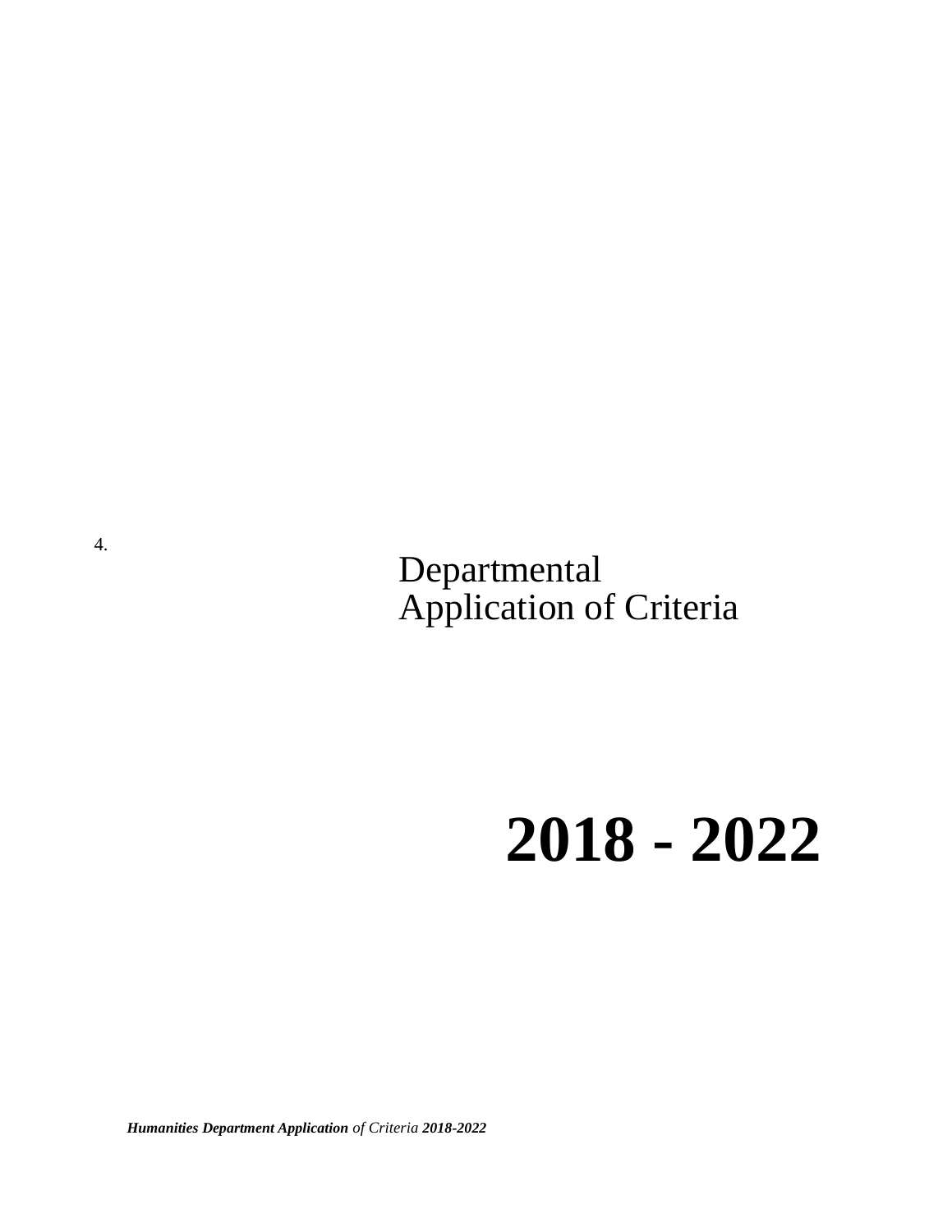4.

# Departmental Application of Criteria

# 2018 - 2022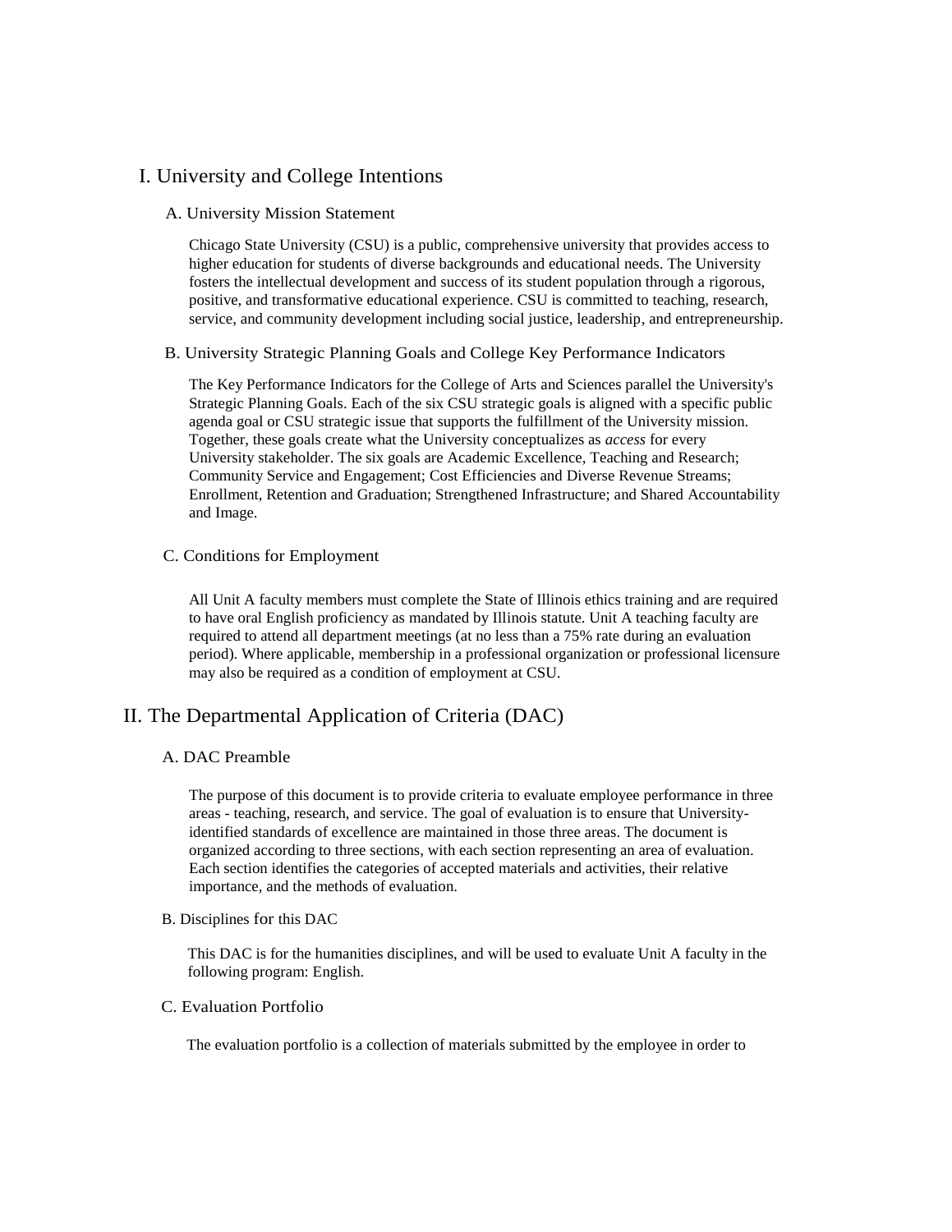# I. University and College Intentions

## A. University Mission Statement

Chicago State University (CSU) is a public, comprehensive university that provides access to higher education for students of diverse backgrounds and educational needs. The University fosters the intellectual development and success of its student population through a rigorous, positive, and transformative educational experience. CSU is committed to teaching, research, service, and community development including social justice, leadership, and entrepreneurship.

## B. University Strategic Planning Goals and College Key Performance Indicators

The Key Performance Indicators for the College of Arts and Sciences parallel the University's Strategic Planning Goals. Each of the six CSU strategic goals is aligned with a specific public agenda goal or CSU strategic issue that supports the fulfillment of the University mission. Together, these goals create what the University conceptualizes as *access* for every University stakeholder. The six goals are Academic Excellence, Teaching and Research; Community Service and Engagement; Cost Efficiencies and Diverse Revenue Streams; Enrollment, Retention and Graduation; Strengthened Infrastructure; and Shared Accountability and Image.

## C. Conditions for Employment

All Unit A faculty members must complete the State of Illinois ethics training and are required to have oral English proficiency as mandated by Illinois statute. Unit A teaching faculty are required to attend all department meetings (at no less than a 75% rate during an evaluation period). Where applicable, membership in a professional organization or professional licensure may also be required as a condition of employment at CSU.

# II. The Departmental Application of Criteria (DAC)

## A. DAC Preamble

The purpose of this document is to provide criteria to evaluate employee performance in three areas - teaching, research, and service. The goal of evaluation is to ensure that University-identified standards of excellence are maintained in those three areas. The document is organized according to three sections, with each section representing an area of evaluation. Each section identifies the categories of accepted materials and activities, their relative importance, and the methods of evaluation.

## B. Disciplines for this DAC

This DAC is for the humanities disciplines, and will be used to evaluate Unit A faculty in the following program: English.

## C. Evaluation Portfolio

The evaluation portfolio is a collection of materials submitted by the employee in order to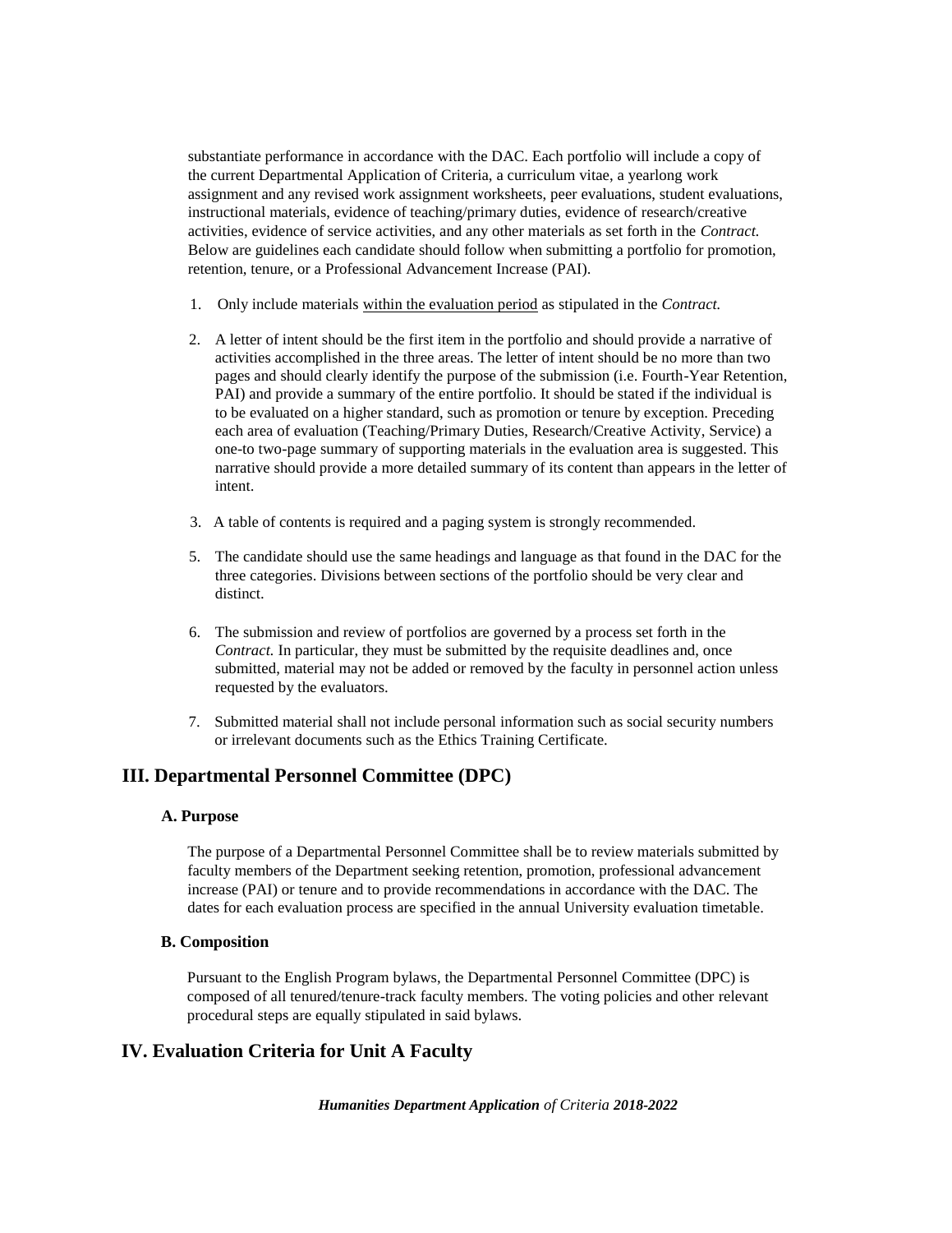substantiate performance in accordance with the DAC. Each portfolio will include a copy of the current Departmental Application of Criteria, a curriculum vitae, a yearlong work assignment and any revised work assignment worksheets, peer evaluations, student evaluations, instructional materials, evidence of teaching/primary duties, evidence of research/creative activities, evidence of service activities, and any other materials as set forth in the *Contract.* Below are guidelines each candidate should follow when submitting a portfolio for promotion, retention, tenure, or a Professional Advancement Increase (PAI).

1. Only include materials <u>within the evaluation period</u> as stipulated in the *Contract.*

2. A letter of intent should be the first item in the portfolio and should provide a narrative of activities accomplished in the three areas. The letter of intent should be no more than two pages and should clearly identify the purpose of the submission (i.e. Fourth-Year Retention, PAI) and provide a summary of the entire portfolio. It should be stated if the individual is to be evaluated on a higher standard, such as promotion or tenure by exception. Preceding each area of evaluation (Teaching/Primary Duties, Research/Creative Activity, Service) a one-to two-page summary of supporting materials in the evaluation area is suggested. This narrative should provide a more detailed summary of its content than appears in the letter of intent.

3. A table of contents is required and a paging system is strongly recommended.

5. The candidate should use the same headings and language as that found in the DAC for the three categories. Divisions between sections of the portfolio should be very clear and distinct.

6. The submission and review of portfolios are governed by a process set forth in the *Contract.* In particular, they must be submitted by the requisite deadlines and, once submitted, material may not be added or removed by the faculty in personnel action unless requested by the evaluators.

7. Submitted material shall not include personal information such as social security numbers or irrelevant documents such as the Ethics Training Certificate.

## III. Departmental Personnel Committee (DPC)

### A. Purpose

The purpose of a Departmental Personnel Committee shall be to review materials submitted by faculty members of the Department seeking retention, promotion, professional advancement increase (PAI) or tenure and to provide recommendations in accordance with the DAC. The dates for each evaluation process are specified in the annual University evaluation timetable.

### B. Composition

Pursuant to the English Program bylaws, the Departmental Personnel Committee (DPC) is composed of all tenured/tenure-track faculty members. The voting policies and other relevant procedural steps are equally stipulated in said bylaws.

## IV. Evaluation Criteria for Unit A Faculty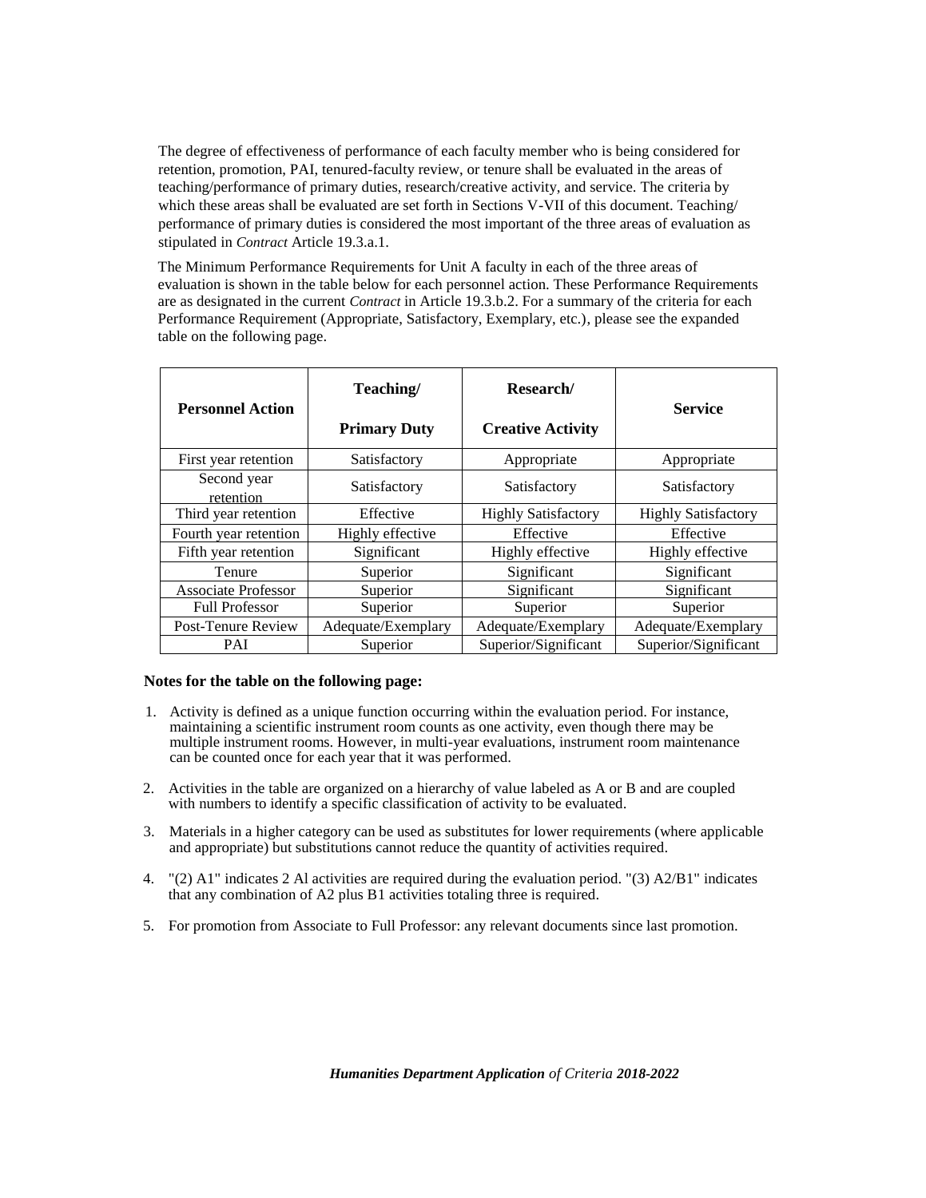The degree of effectiveness of performance of each faculty member who is being considered for retention, promotion, PAI, tenured-faculty review, or tenure shall be evaluated in the areas of teaching/performance of primary duties, research/creative activity, and service. The criteria by which these areas shall be evaluated are set forth in Sections V-VII of this document. Teaching/ performance of primary duties is considered the most important of the three areas of evaluation as stipulated in *Contract* Article 19.3.a.1.

The Minimum Performance Requirements for Unit A faculty in each of the three areas of evaluation is shown in the table below for each personnel action. These Performance Requirements are as designated in the current *Contract* in Article 19.3.b.2. For a summary of the criteria for each Performance Requirement (Appropriate, Satisfactory, Exemplary, etc.), please see the expanded table on the following page.

| **Personnel Action** | **Teaching/ Primary Duty** | **Research/ Creative Activity** | **Service** |
|---|---|---|---|
| First year retention | Satisfactory | Appropriate | Appropriate |
| Second year retention | Satisfactory | Satisfactory | Satisfactory |
| Third year retention | Effective | Highly Satisfactory | Highly Satisfactory |
| Fourth year retention | Highly effective | Effective | Effective |
| Fifth year retention | Significant | Highly effective | Highly effective |
| Tenure | Superior | Significant | Significant |
| Associate Professor | Superior | Significant | Significant |
| Full Professor | Superior | Superior | Superior |
| Post-Tenure Review | Adequate/Exemplary | Adequate/Exemplary | Adequate/Exemplary |
| PAI | Superior | Superior/Significant | Superior/Significant |

**Notes for the table on the following page:**

1. Activity is defined as a unique function occurring within the evaluation period. For instance, maintaining a scientific instrument room counts as one activity, even though there may be multiple instrument rooms. However, in multi-year evaluations, instrument room maintenance can be counted once for each year that it was performed.
2. Activities in the table are organized on a hierarchy of value labeled as A or B and are coupled with numbers to identify a specific classification of activity to be evaluated.
3. Materials in a higher category can be used as substitutes for lower requirements (where applicable and appropriate) but substitutions cannot reduce the quantity of activities required.
4. "(2) A1" indicates 2 Al activities are required during the evaluation period. "(3) A2/B1" indicates that any combination of A2 plus B1 activities totaling three is required.
5. For promotion from Associate to Full Professor: any relevant documents since last promotion.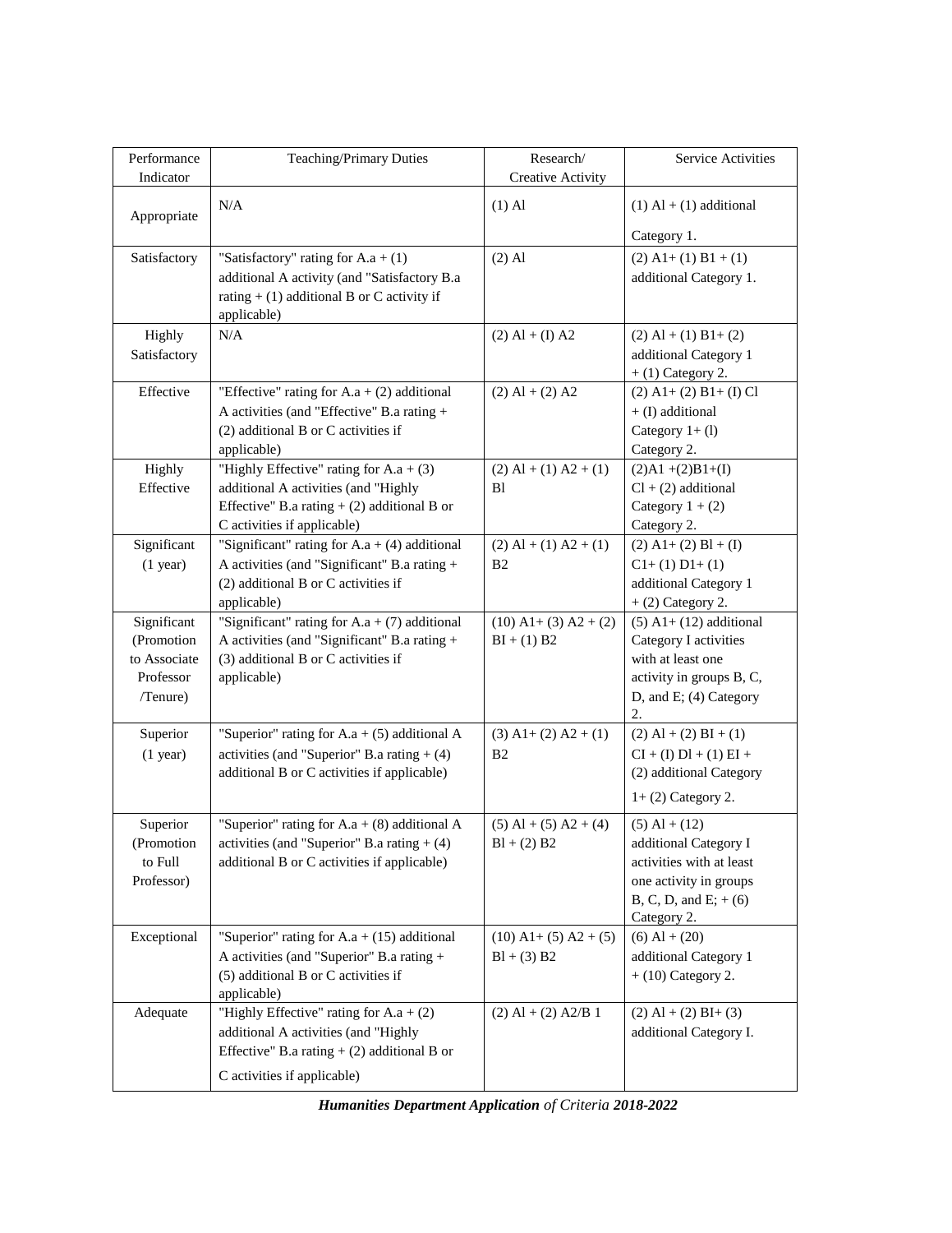| Performance Indicator | Teaching/Primary Duties | Research/ Creative Activity | Service Activities |
|---|---|---|---|
| Appropriate | N/A | (1) Al | (1) Al + (1) additional Category 1. |
| Satisfactory | "Satisfactory" rating for A.a + (1) additional A activity (and "Satisfactory B.a rating + (1) additional B or C activity if applicable) | (2) Al | (2) A1+ (1) B1 + (1) additional Category 1. |
| Highly Satisfactory | N/A | (2) Al + (I) A2 | (2) Al + (1) B1+ (2) additional Category 1 + (1) Category 2. |
| Effective | "Effective" rating for A.a + (2) additional A activities (and "Effective" B.a rating + (2) additional B or C activities if applicable) | (2) Al + (2) A2 | (2) A1+ (2) B1+ (I) Cl + (I) additional Category 1+ (l) Category 2. |
| Highly Effective | "Highly Effective" rating for A.a + (3) additional A activities (and "Highly Effective" B.a rating + (2) additional B or C activities if applicable) | (2) Al + (1) A2 + (1) Bl | (2)A1 +(2)B1+(I) Cl + (2) additional Category 1 + (2) Category 2. |
| Significant (1 year) | "Significant" rating for A.a + (4) additional A activities (and "Significant" B.a rating + (2) additional B or C activities if applicable) | (2) Al + (1) A2 + (1) B2 | (2) A1+ (2) Bl + (I) C1+ (1) D1+ (1) additional Category 1 + (2) Category 2. |
| Significant (Promotion to Associate Professor /Tenure) | "Significant" rating for A.a + (7) additional A activities (and "Significant" B.a rating + (3) additional B or C activities if applicable) | (10) A1+ (3) A2 + (2) BI + (1) B2 | (5) A1+ (12) additional Category I activities with at least one activity in groups B, C, D, and E; (4) Category 2. |
| Superior (1 year) | "Superior" rating for A.a + (5) additional A activities (and "Superior" B.a rating + (4) additional B or C activities if applicable) | (3) A1+ (2) A2 + (1) B2 | (2) Al + (2) BI + (1) CI + (I) Dl + (1) EI + (2) additional Category 1+ (2) Category 2. |
| Superior (Promotion to Full Professor) | "Superior" rating for A.a + (8) additional A activities (and "Superior" B.a rating + (4) additional B or C activities if applicable) | (5) Al + (5) A2 + (4) Bl + (2) B2 | (5) Al + (12) additional Category I activities with at least one activity in groups B, C, D, and E; + (6) Category 2. |
| Exceptional | "Superior" rating for A.a + (15) additional A activities (and "Superior" B.a rating + (5) additional B or C activities if applicable) | (10) A1+ (5) A2 + (5) Bl + (3) B2 | (6) Al + (20) additional Category 1 + (10) Category 2. |
| Adequate | "Highly Effective" rating for A.a + (2) additional A activities (and "Highly Effective" B.a rating + (2) additional B or C activities if applicable) | (2) Al + (2) A2/B 1 | (2) Al + (2) BI+ (3) additional Category I. |

***Humanities Department Application** of Criteria **2018-2022***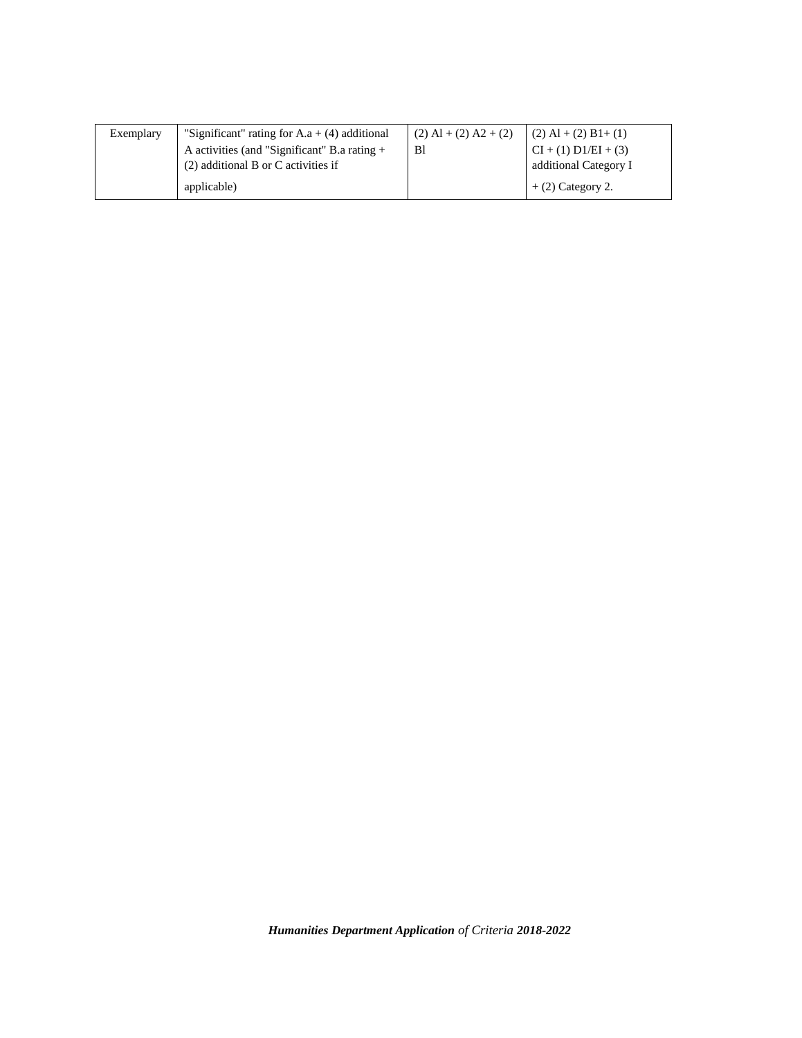| Exemplary | "Significant" rating for A.a + (4) additional A activities (and "Significant" B.a rating + (2) additional B or C activities if applicable) | (2) Al + (2) A2 + (2) Bl | (2) Al + (2) B1+ (1) CI + (1) D1/EI + (3) additional Category I + (2) Category 2. |
|---|---|---|---|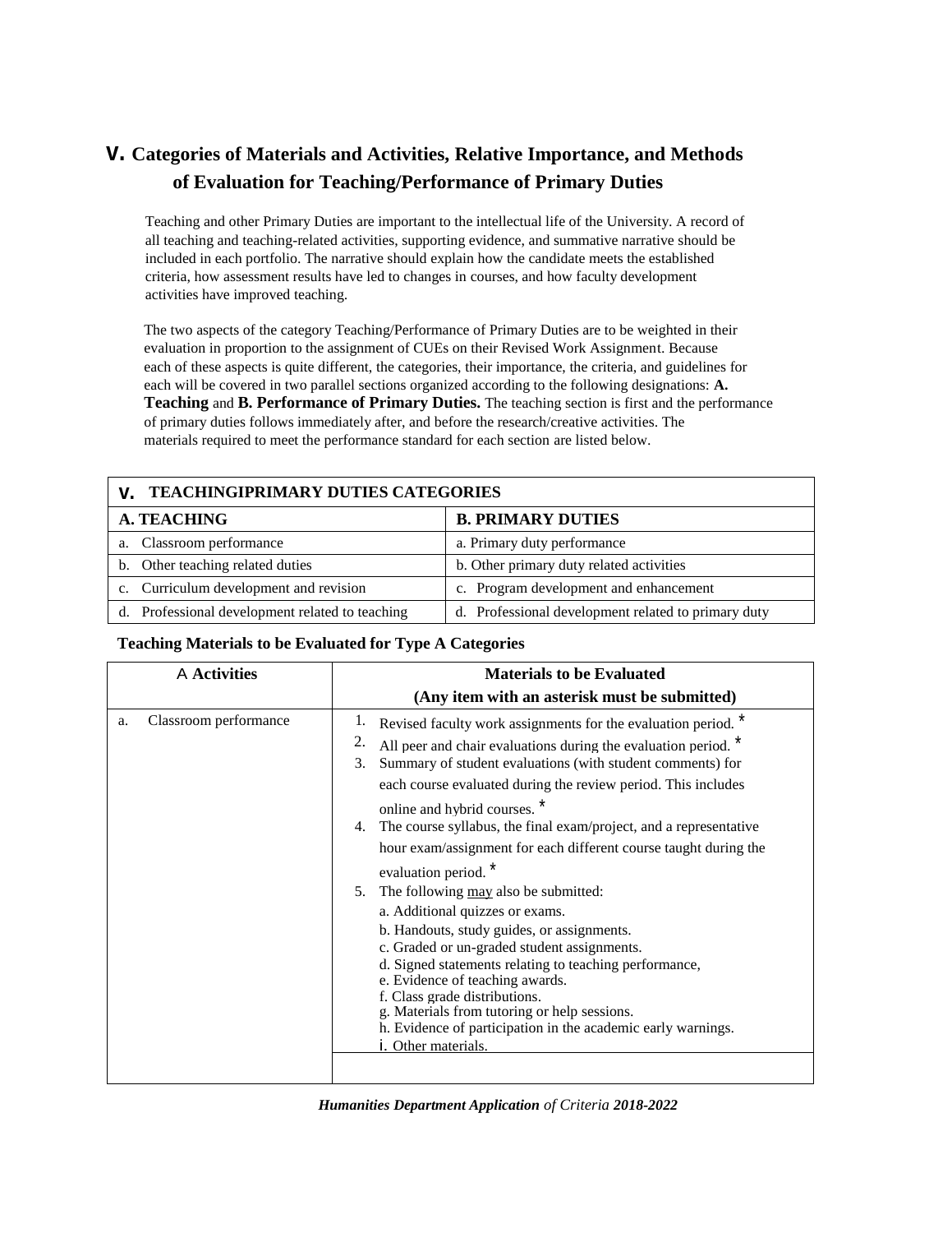## V. Categories of Materials and Activities, Relative Importance, and Methods of Evaluation for Teaching/Performance of Primary Duties

Teaching and other Primary Duties are important to the intellectual life of the University. A record of all teaching and teaching-related activities, supporting evidence, and summative narrative should be included in each portfolio. The narrative should explain how the candidate meets the established criteria, how assessment results have led to changes in courses, and how faculty development activities have improved teaching.

The two aspects of the category Teaching/Performance of Primary Duties are to be weighted in their evaluation in proportion to the assignment of CUEs on their Revised Work Assignment. Because each of these aspects is quite different, the categories, their importance, the criteria, and guidelines for each will be covered in two parallel sections organized according to the following designations: **A. Teaching** and **B. Performance of Primary Duties.** The teaching section is first and the performance of primary duties follows immediately after, and before the research/creative activities. The materials required to meet the performance standard for each section are listed below.

| **V. TEACHINGIPRIMARY DUTIES CATEGORIES** | |
|---|---|
| **A. TEACHING** | **B. PRIMARY DUTIES** |
| a. Classroom performance | a. Primary duty performance |
| b. Other teaching related duties | b. Other primary duty related activities |
| c. Curriculum development and revision | c. Program development and enhancement |
| d. Professional development related to teaching | d. Professional development related to primary duty |

**Teaching Materials to be Evaluated for Type A Categories**

| A **Activities** | **Materials to be Evaluated (Any item with an asterisk must be submitted)** |
|---|---|
| a. Classroom performance | 1. Revised faculty work assignments for the evaluation period. *<br>2. All peer and chair evaluations during the evaluation period. *<br>3. Summary of student evaluations (with student comments) for each course evaluated during the review period. This includes online and hybrid courses. *<br>4. The course syllabus, the final exam/project, and a representative hour exam/assignment for each different course taught during the evaluation period. *<br>5. The following <u>may</u> also be submitted:<br>a. Additional quizzes or exams.<br>b. Handouts, study guides, or assignments.<br>c. Graded or un-graded student assignments.<br>d. Signed statements relating to teaching performance,<br>e. Evidence of teaching awards.<br>f. Class grade distributions.<br>g. Materials from tutoring or help sessions.<br>h. Evidence of participation in the academic early warnings.<br>i. Other materials. |
| | |

***Humanities Department Application** of Criteria **2018-2022***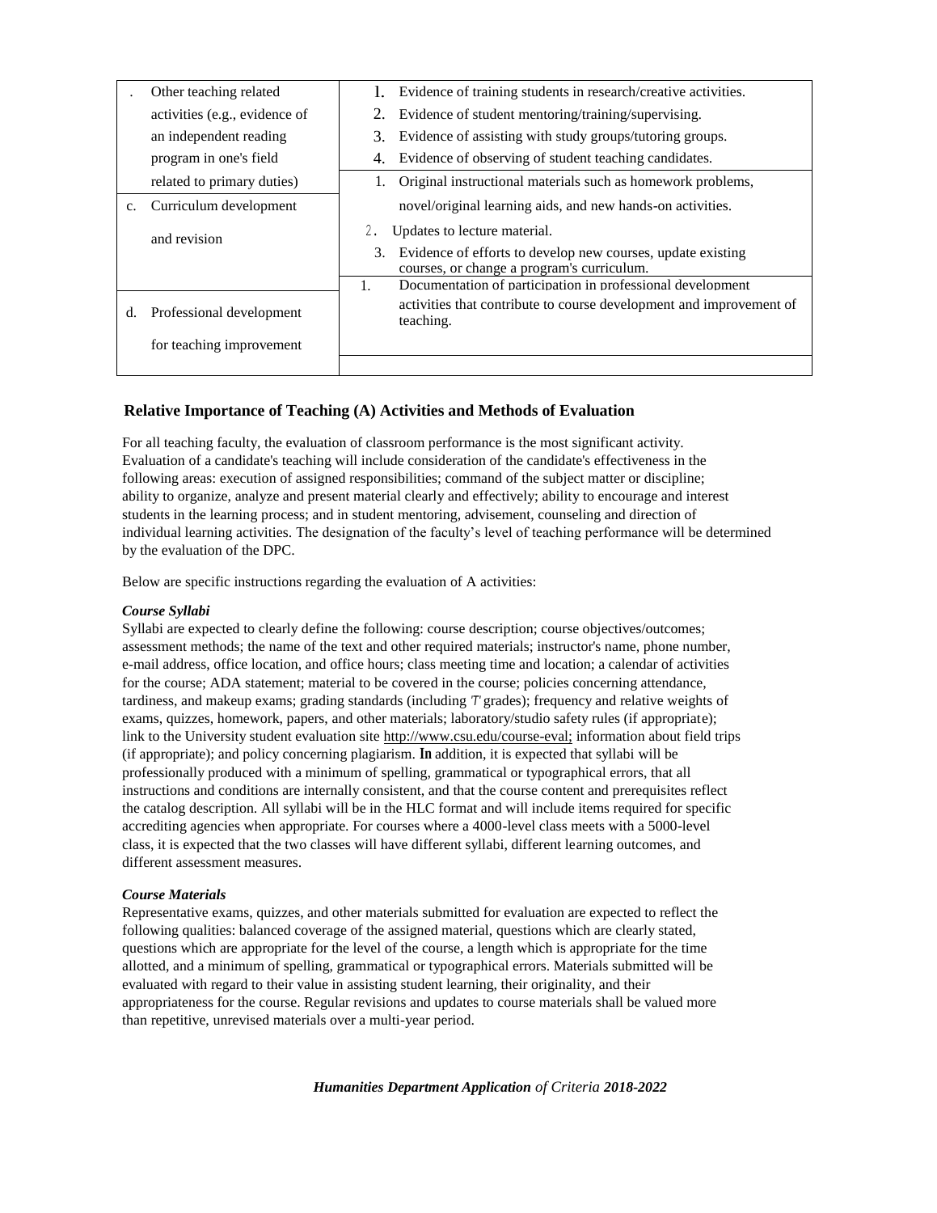| | |
|---|---|
| . Other teaching related activities (e.g., evidence of an independent reading program in one's field related to primary duties) | 1. Evidence of training students in research/creative activities.<br>2. Evidence of student mentoring/training/supervising.<br>3. Evidence of assisting with study groups/tutoring groups.<br>4. Evidence of observing of student teaching candidates. |
| c. Curriculum development and revision | 1. Original instructional materials such as homework problems, novel/original learning aids, and new hands-on activities.<br>2. Updates to lecture material.<br>3. Evidence of efforts to develop new courses, update existing courses, or change a program's curriculum. |
| d. Professional development for teaching improvement | 1. Documentation of participation in professional development activities that contribute to course development and improvement of teaching. |

## Relative Importance of Teaching (A) Activities and Methods of Evaluation

For all teaching faculty, the evaluation of classroom performance is the most significant activity. Evaluation of a candidate's teaching will include consideration of the candidate's effectiveness in the following areas: execution of assigned responsibilities; command of the subject matter or discipline; ability to organize, analyze and present material clearly and effectively; ability to encourage and interest students in the learning process; and in student mentoring, advisement, counseling and direction of individual learning activities. The designation of the faculty's level of teaching performance will be determined by the evaluation of the DPC.

Below are specific instructions regarding the evaluation of A activities:

***Course Syllabi***

Syllabi are expected to clearly define the following: course description; course objectives/outcomes; assessment methods; the name of the text and other required materials; instructor's name, phone number, e-mail address, office location, and office hours; class meeting time and location; a calendar of activities for the course; ADA statement; material to be covered in the course; policies concerning attendance, tardiness, and makeup exams; grading standards (including 'I' grades); frequency and relative weights of exams, quizzes, homework, papers, and other materials; laboratory/studio safety rules (if appropriate); link to the University student evaluation site http://www.csu.edu/course-eval; information about field trips (if appropriate); and policy concerning plagiarism. **In** addition, it is expected that syllabi will be professionally produced with a minimum of spelling, grammatical or typographical errors, that all instructions and conditions are internally consistent, and that the course content and prerequisites reflect the catalog description. All syllabi will be in the HLC format and will include items required for specific accrediting agencies when appropriate. For courses where a 4000-level class meets with a 5000-level class, it is expected that the two classes will have different syllabi, different learning outcomes, and different assessment measures.

***Course Materials***

Representative exams, quizzes, and other materials submitted for evaluation are expected to reflect the following qualities: balanced coverage of the assigned material, questions which are clearly stated, questions which are appropriate for the level of the course, a length which is appropriate for the time allotted, and a minimum of spelling, grammatical or typographical errors. Materials submitted will be evaluated with regard to their value in assisting student learning, their originality, and their appropriateness for the course. Regular revisions and updates to course materials shall be valued more than repetitive, unrevised materials over a multi-year period.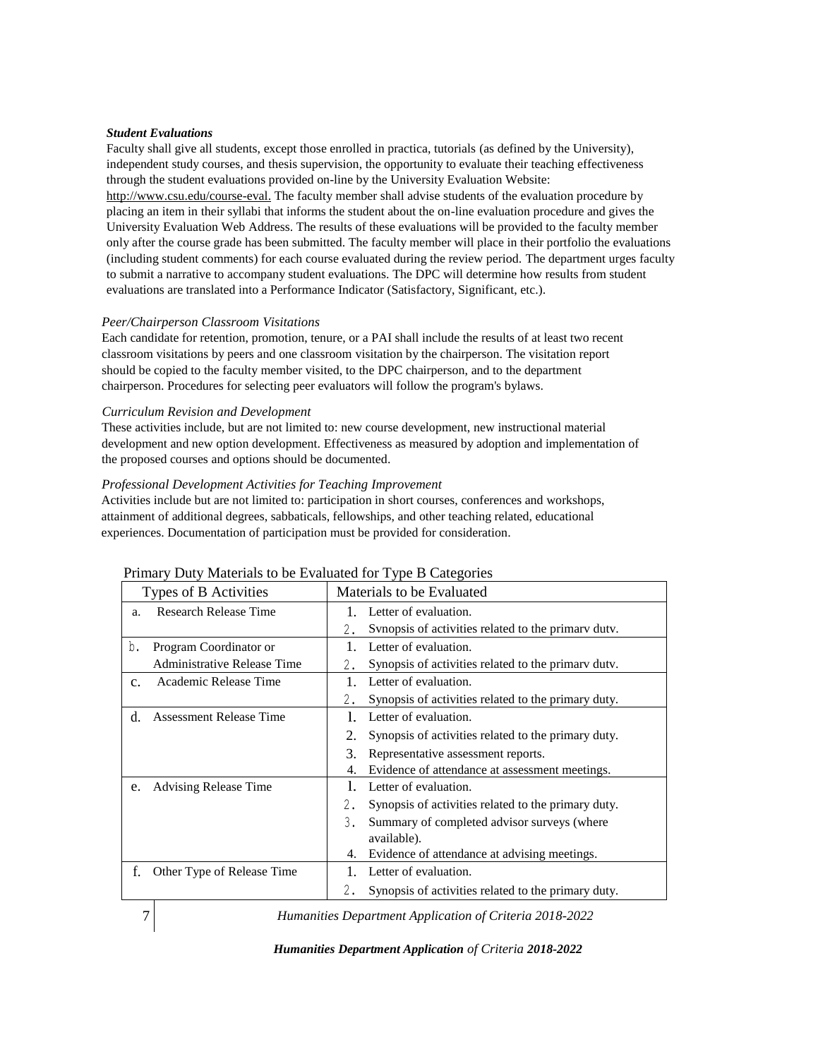***Student Evaluations***

Faculty shall give all students, except those enrolled in practica, tutorials (as defined by the University), independent study courses, and thesis supervision, the opportunity to evaluate their teaching effectiveness through the student evaluations provided on-line by the University Evaluation Website: http://www.csu.edu/course-eval. The faculty member shall advise students of the evaluation procedure by placing an item in their syllabi that informs the student about the on-line evaluation procedure and gives the University Evaluation Web Address. The results of these evaluations will be provided to the faculty member only after the course grade has been submitted. The faculty member will place in their portfolio the evaluations (including student comments) for each course evaluated during the review period. The department urges faculty to submit a narrative to accompany student evaluations. The DPC will determine how results from student evaluations are translated into a Performance Indicator (Satisfactory, Significant, etc.).

*Peer/Chairperson Classroom Visitations*

Each candidate for retention, promotion, tenure, or a PAI shall include the results of at least two recent classroom visitations by peers and one classroom visitation by the chairperson. The visitation report should be copied to the faculty member visited, to the DPC chairperson, and to the department chairperson. Procedures for selecting peer evaluators will follow the program's bylaws.

*Curriculum Revision and Development*

These activities include, but are not limited to: new course development, new instructional material development and new option development. Effectiveness as measured by adoption and implementation of the proposed courses and options should be documented.

*Professional Development Activities for Teaching Improvement*

Activities include but are not limited to: participation in short courses, conferences and workshops, attainment of additional degrees, sabbaticals, fellowships, and other teaching related, educational experiences. Documentation of participation must be provided for consideration.

Primary Duty Materials to be Evaluated for Type B Categories

| Types of B Activities | Materials to be Evaluated |
|---|---|
| a. Research Release Time | 1. Letter of evaluation.<br>2. Synopsis of activities related to the primary duty. |
| b. Program Coordinator or Administrative Release Time | 1. Letter of evaluation.<br>2. Synopsis of activities related to the primary duty. |
| c. Academic Release Time | 1. Letter of evaluation.<br>2. Synopsis of activities related to the primary duty. |
| d. Assessment Release Time | 1. Letter of evaluation.<br>2. Synopsis of activities related to the primary duty.<br>3. Representative assessment reports.<br>4. Evidence of attendance at assessment meetings. |
| e. Advising Release Time | 1. Letter of evaluation.<br>2. Synopsis of activities related to the primary duty.<br>3. Summary of completed advisor surveys (where available).<br>4. Evidence of attendance at advising meetings. |
| f. Other Type of Release Time | 1. Letter of evaluation.<br>2. Synopsis of activities related to the primary duty. |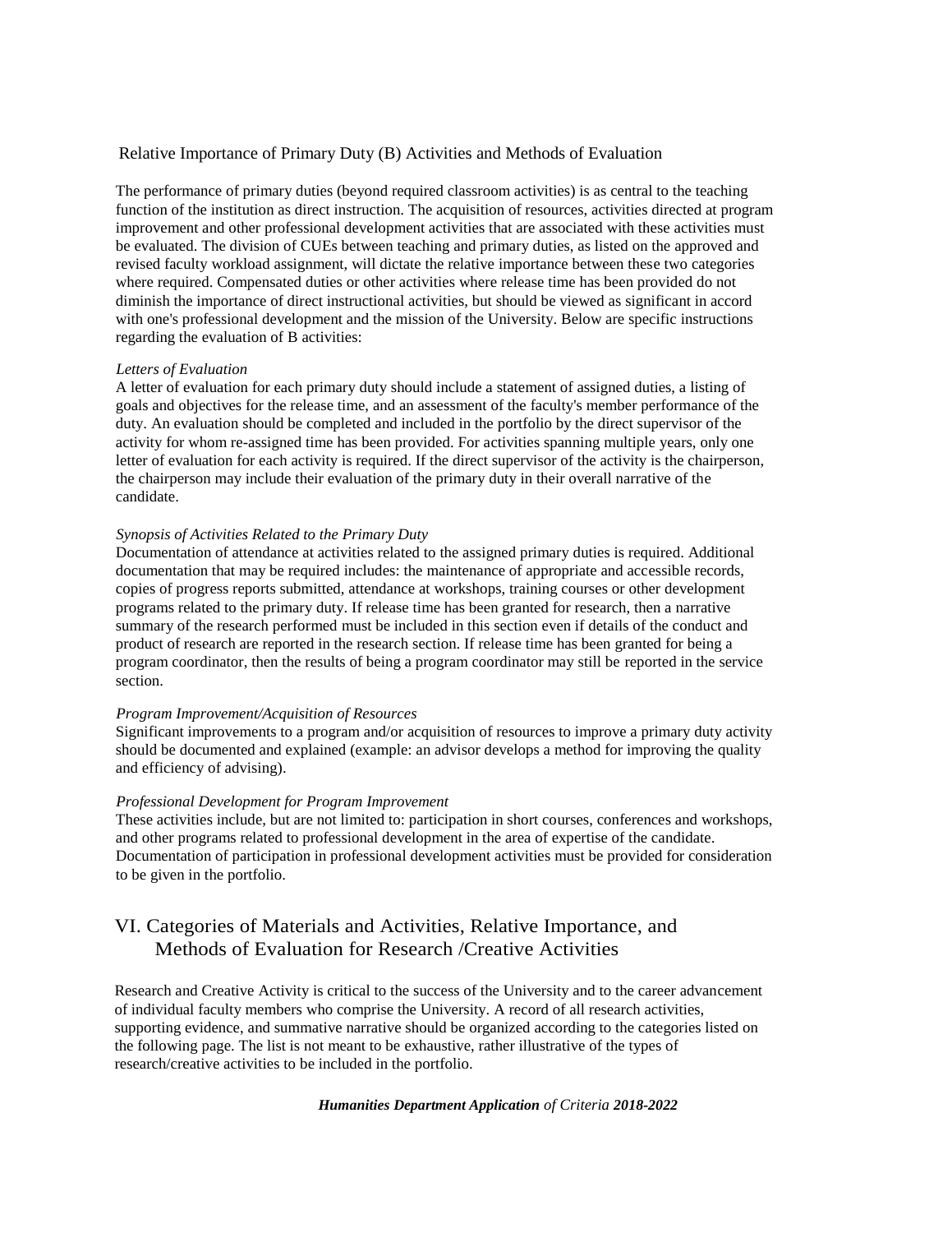### Relative Importance of Primary Duty (B) Activities and Methods of Evaluation

The performance of primary duties (beyond required classroom activities) is as central to the teaching function of the institution as direct instruction. The acquisition of resources, activities directed at program improvement and other professional development activities that are associated with these activities must be evaluated. The division of CUEs between teaching and primary duties, as listed on the approved and revised faculty workload assignment, will dictate the relative importance between these two categories where required. Compensated duties or other activities where release time has been provided do not diminish the importance of direct instructional activities, but should be viewed as significant in accord with one's professional development and the mission of the University. Below are specific instructions regarding the evaluation of B activities:

*Letters of Evaluation*

A letter of evaluation for each primary duty should include a statement of assigned duties, a listing of goals and objectives for the release time, and an assessment of the faculty's member performance of the duty. An evaluation should be completed and included in the portfolio by the direct supervisor of the activity for whom re-assigned time has been provided. For activities spanning multiple years, only one letter of evaluation for each activity is required. If the direct supervisor of the activity is the chairperson, the chairperson may include their evaluation of the primary duty in their overall narrative of the candidate.

*Synopsis of Activities Related to the Primary Duty*

Documentation of attendance at activities related to the assigned primary duties is required. Additional documentation that may be required includes: the maintenance of appropriate and accessible records, copies of progress reports submitted, attendance at workshops, training courses or other development programs related to the primary duty. If release time has been granted for research, then a narrative summary of the research performed must be included in this section even if details of the conduct and product of research are reported in the research section. If release time has been granted for being a program coordinator, then the results of being a program coordinator may still be reported in the service section.

*Program Improvement/Acquisition of Resources*

Significant improvements to a program and/or acquisition of resources to improve a primary duty activity should be documented and explained (example: an advisor develops a method for improving the quality and efficiency of advising).

*Professional Development for Program Improvement*

These activities include, but are not limited to: participation in short courses, conferences and workshops, and other programs related to professional development in the area of expertise of the candidate. Documentation of participation in professional development activities must be provided for consideration to be given in the portfolio.

## VI. Categories of Materials and Activities, Relative Importance, and Methods of Evaluation for Research /Creative Activities

Research and Creative Activity is critical to the success of the University and to the career advancement of individual faculty members who comprise the University. A record of all research activities, supporting evidence, and summative narrative should be organized according to the categories listed on the following page. The list is not meant to be exhaustive, rather illustrative of the types of research/creative activities to be included in the portfolio.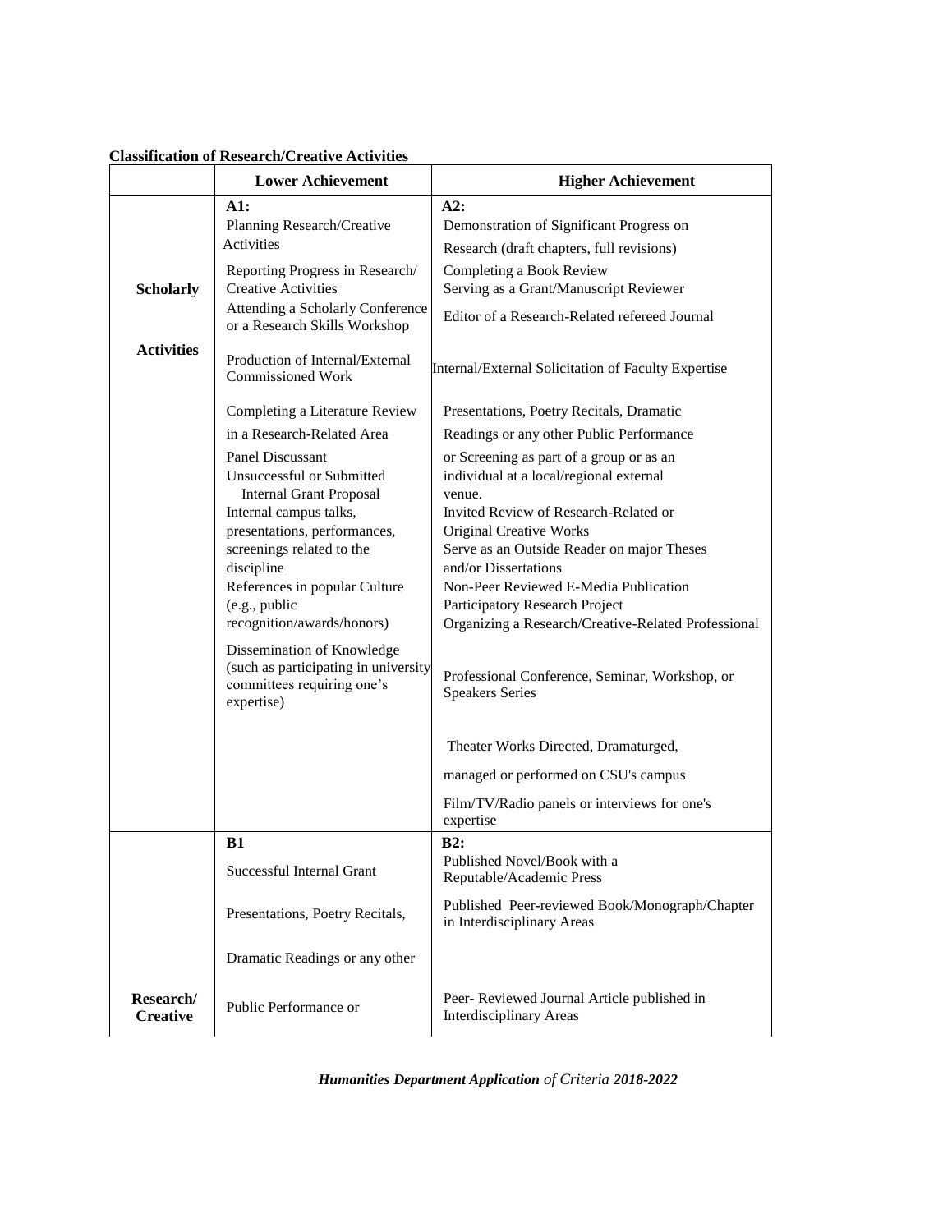**Classification of Research/Creative Activities**

| | Lower Achievement | Higher Achievement |
|---|---|---|
| **Scholarly Activities** | **A1:**<br>Planning Research/Creative Activities<br>Reporting Progress in Research/ Creative Activities<br>Attending a Scholarly Conference or a Research Skills Workshop<br>Production of Internal/External Commissioned Work<br>Completing a Literature Review in a Research-Related Area<br>Panel Discussant<br>Unsuccessful or Submitted Internal Grant Proposal<br>Internal campus talks, presentations, performances, screenings related to the discipline<br>References in popular Culture (e.g., public recognition/awards/honors)<br>Dissemination of Knowledge (such as participating in university committees requiring one's expertise) | **A2:**<br>Demonstration of Significant Progress on Research (draft chapters, full revisions)<br>Completing a Book Review<br>Serving as a Grant/Manuscript Reviewer<br>Editor of a Research-Related refereed Journal<br>Internal/External Solicitation of Faculty Expertise<br>Presentations, Poetry Recitals, Dramatic Readings or any other Public Performance or Screening as part of a group or as an individual at a local/regional external venue.<br>Invited Review of Research-Related or Original Creative Works<br>Serve as an Outside Reader on major Theses and/or Dissertations<br>Non-Peer Reviewed E-Media Publication<br>Participatory Research Project<br>Organizing a Research/Creative-Related Professional Professional Conference, Seminar, Workshop, or Speakers Series<br>Theater Works Directed, Dramaturged, managed or performed on CSU's campus<br>Film/TV/Radio panels or interviews for one's expertise |
| **Research/ Creative** | **B1**<br>Successful Internal Grant<br>Presentations, Poetry Recitals, Dramatic Readings or any other Public Performance or | **B2:**<br>Published Novel/Book with a Reputable/Academic Press<br>Published Peer-reviewed Book/Monograph/Chapter in Interdisciplinary Areas<br>Peer- Reviewed Journal Article published in Interdisciplinary Areas |

***Humanities Department Application** of Criteria **2018-2022***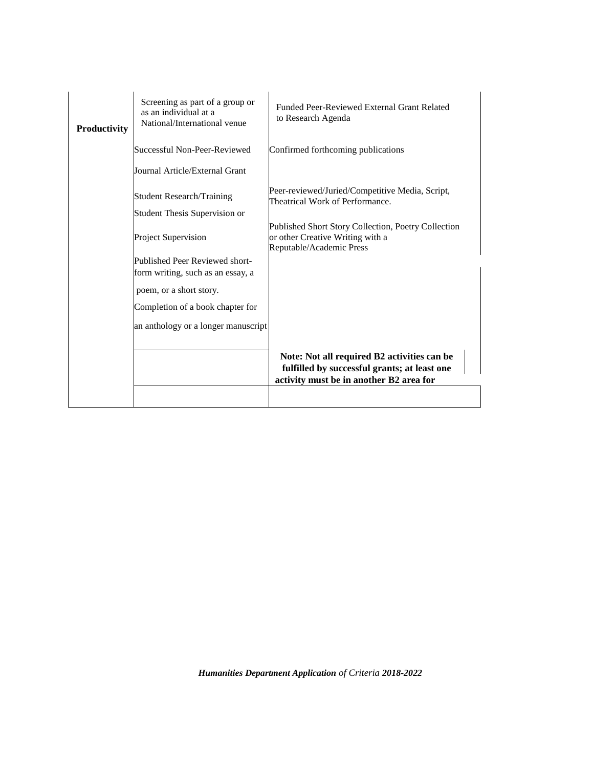| Productivity | Screening as part of a group or as an individual at a National/International venue<br><br>Successful Non-Peer-Reviewed Journal Article/External Grant<br><br>Student Research/Training<br><br>Student Thesis Supervision or Project Supervision<br><br>Published Peer Reviewed short-form writing, such as an essay, a poem, or a short story.<br><br>Completion of a book chapter for an anthology or a longer manuscript | Funded Peer-Reviewed External Grant Related to Research Agenda<br><br>Confirmed forthcoming publications<br><br>Peer-reviewed/Juried/Competitive Media, Script, Theatrical Work of Performance.<br><br>Published Short Story Collection, Poetry Collection or other Creative Writing with a Reputable/Academic Press |
|---|---|---|
| | | **Note: Not all required B2 activities can be fulfilled by successful grants; at least one activity must be in another B2 area for** |
| | | |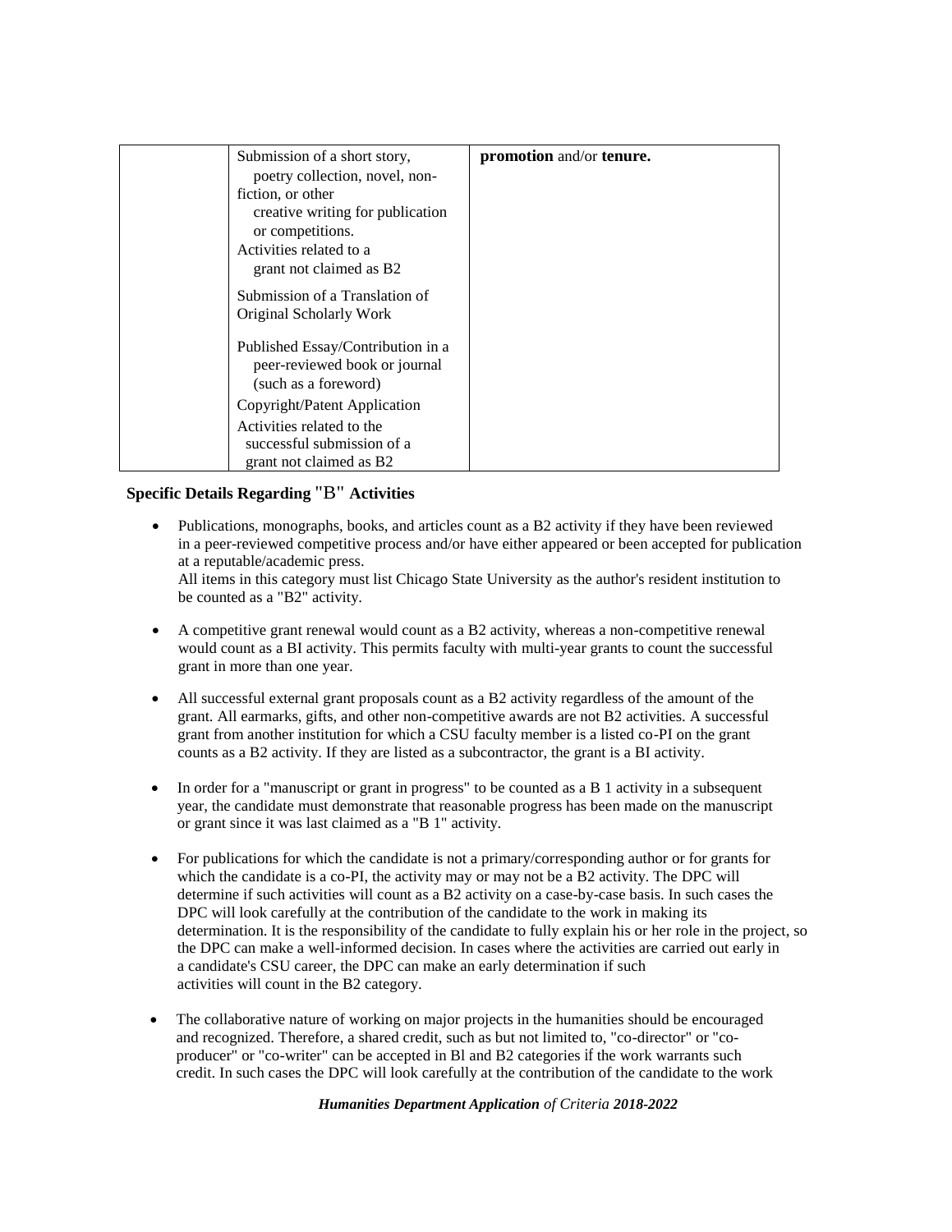| | | |
|---|---|---|
| | Submission of a short story, poetry collection, novel, non-fiction, or other creative writing for publication or competitions.<br>Activities related to a grant not claimed as B2<br>Submission of a Translation of Original Scholarly Work<br>Published Essay/Contribution in a peer-reviewed book or journal (such as a foreword)<br>Copyright/Patent Application<br>Activities related to the successful submission of a grant not claimed as B2 | **promotion** and/or **tenure.** |

**Specific Details Regarding "B" Activities**

- Publications, monographs, books, and articles count as a B2 activity if they have been reviewed in a peer-reviewed competitive process and/or have either appeared or been accepted for publication at a reputable/academic press.
  All items in this category must list Chicago State University as the author's resident institution to be counted as a "B2" activity.

- A competitive grant renewal would count as a B2 activity, whereas a non-competitive renewal would count as a BI activity. This permits faculty with multi-year grants to count the successful grant in more than one year.

- All successful external grant proposals count as a B2 activity regardless of the amount of the grant. All earmarks, gifts, and other non-competitive awards are not B2 activities. A successful grant from another institution for which a CSU faculty member is a listed co-PI on the grant counts as a B2 activity. If they are listed as a subcontractor, the grant is a BI activity.

- In order for a "manuscript or grant in progress" to be counted as a B 1 activity in a subsequent year, the candidate must demonstrate that reasonable progress has been made on the manuscript or grant since it was last claimed as a "B 1" activity.

- For publications for which the candidate is not a primary/corresponding author or for grants for which the candidate is a co-PI, the activity may or may not be a B2 activity. The DPC will determine if such activities will count as a B2 activity on a case-by-case basis. In such cases the DPC will look carefully at the contribution of the candidate to the work in making its determination. It is the responsibility of the candidate to fully explain his or her role in the project, so the DPC can make a well-informed decision. In cases where the activities are carried out early in a candidate's CSU career, the DPC can make an early determination if such activities will count in the B2 category.

- The collaborative nature of working on major projects in the humanities should be encouraged and recognized. Therefore, a shared credit, such as but not limited to, "co-director" or "co-producer" or "co-writer" can be accepted in Bl and B2 categories if the work warrants such credit. In such cases the DPC will look carefully at the contribution of the candidate to the work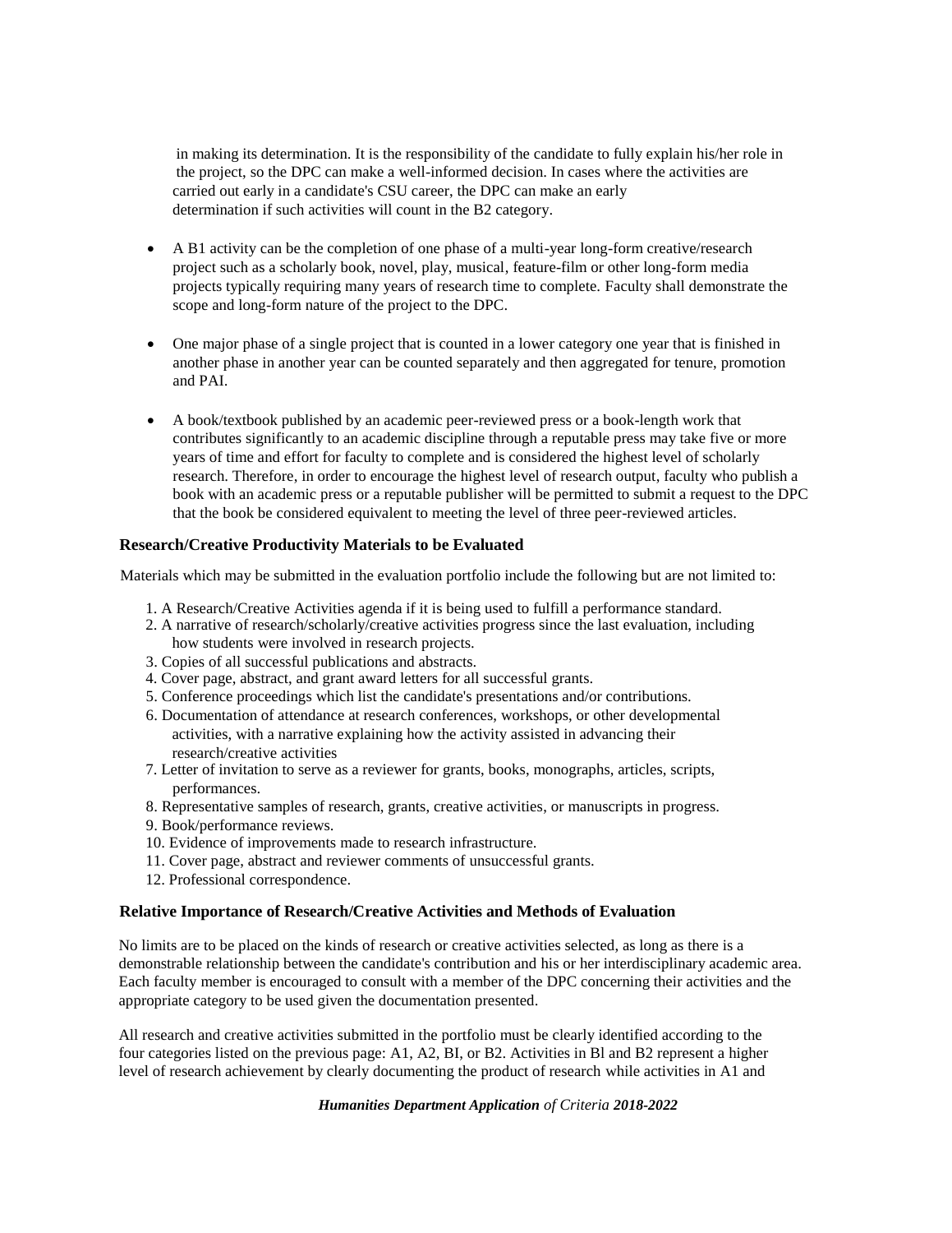in making its determination. It is the responsibility of the candidate to fully explain his/her role in the project, so the DPC can make a well-informed decision. In cases where the activities are carried out early in a candidate's CSU career, the DPC can make an early determination if such activities will count in the B2 category.

- A B1 activity can be the completion of one phase of a multi-year long-form creative/research project such as a scholarly book, novel, play, musical, feature-film or other long-form media projects typically requiring many years of research time to complete. Faculty shall demonstrate the scope and long-form nature of the project to the DPC.

- One major phase of a single project that is counted in a lower category one year that is finished in another phase in another year can be counted separately and then aggregated for tenure, promotion and PAI.

- A book/textbook published by an academic peer-reviewed press or a book-length work that contributes significantly to an academic discipline through a reputable press may take five or more years of time and effort for faculty to complete and is considered the highest level of scholarly research. Therefore, in order to encourage the highest level of research output, faculty who publish a book with an academic press or a reputable publisher will be permitted to submit a request to the DPC that the book be considered equivalent to meeting the level of three peer-reviewed articles.

### Research/Creative Productivity Materials to be Evaluated

Materials which may be submitted in the evaluation portfolio include the following but are not limited to:

1. A Research/Creative Activities agenda if it is being used to fulfill a performance standard.
2. A narrative of research/scholarly/creative activities progress since the last evaluation, including how students were involved in research projects.
3. Copies of all successful publications and abstracts.
4. Cover page, abstract, and grant award letters for all successful grants.
5. Conference proceedings which list the candidate's presentations and/or contributions.
6. Documentation of attendance at research conferences, workshops, or other developmental activities, with a narrative explaining how the activity assisted in advancing their research/creative activities
7. Letter of invitation to serve as a reviewer for grants, books, monographs, articles, scripts, performances.
8. Representative samples of research, grants, creative activities, or manuscripts in progress.
9. Book/performance reviews.
10. Evidence of improvements made to research infrastructure.
11. Cover page, abstract and reviewer comments of unsuccessful grants.
12. Professional correspondence.

### Relative Importance of Research/Creative Activities and Methods of Evaluation

No limits are to be placed on the kinds of research or creative activities selected, as long as there is a demonstrable relationship between the candidate's contribution and his or her interdisciplinary academic area. Each faculty member is encouraged to consult with a member of the DPC concerning their activities and the appropriate category to be used given the documentation presented.

All research and creative activities submitted in the portfolio must be clearly identified according to the four categories listed on the previous page: A1, A2, BI, or B2. Activities in Bl and B2 represent a higher level of research achievement by clearly documenting the product of research while activities in A1 and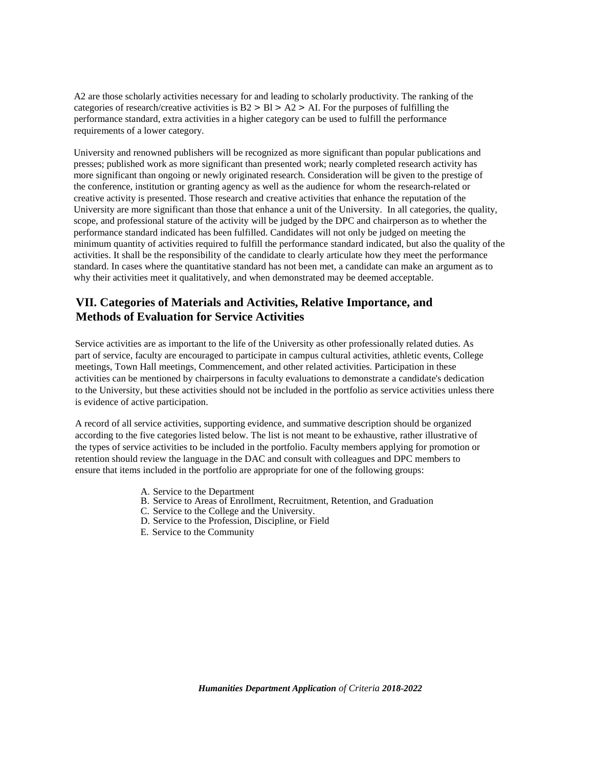A2 are those scholarly activities necessary for and leading to scholarly productivity. The ranking of the categories of research/creative activities is B2 > Bl > A2 > AI. For the purposes of fulfilling the performance standard, extra activities in a higher category can be used to fulfill the performance requirements of a lower category.

University and renowned publishers will be recognized as more significant than popular publications and presses; published work as more significant than presented work; nearly completed research activity has more significant than ongoing or newly originated research. Consideration will be given to the prestige of the conference, institution or granting agency as well as the audience for whom the research-related or creative activity is presented. Those research and creative activities that enhance the reputation of the University are more significant than those that enhance a unit of the University. In all categories, the quality, scope, and professional stature of the activity will be judged by the DPC and chairperson as to whether the performance standard indicated has been fulfilled. Candidates will not only be judged on meeting the minimum quantity of activities required to fulfill the performance standard indicated, but also the quality of the activities. It shall be the responsibility of the candidate to clearly articulate how they meet the performance standard. In cases where the quantitative standard has not been met, a candidate can make an argument as to why their activities meet it qualitatively, and when demonstrated may be deemed acceptable.

## VII. Categories of Materials and Activities, Relative Importance, and Methods of Evaluation for Service Activities

Service activities are as important to the life of the University as other professionally related duties. As part of service, faculty are encouraged to participate in campus cultural activities, athletic events, College meetings, Town Hall meetings, Commencement, and other related activities. Participation in these activities can be mentioned by chairpersons in faculty evaluations to demonstrate a candidate's dedication to the University, but these activities should not be included in the portfolio as service activities unless there is evidence of active participation.

A record of all service activities, supporting evidence, and summative description should be organized according to the five categories listed below. The list is not meant to be exhaustive, rather illustrative of the types of service activities to be included in the portfolio. Faculty members applying for promotion or retention should review the language in the DAC and consult with colleagues and DPC members to ensure that items included in the portfolio are appropriate for one of the following groups:

A. Service to the Department
B. Service to Areas of Enrollment, Recruitment, Retention, and Graduation
C. Service to the College and the University.
D. Service to the Profession, Discipline, or Field
E. Service to the Community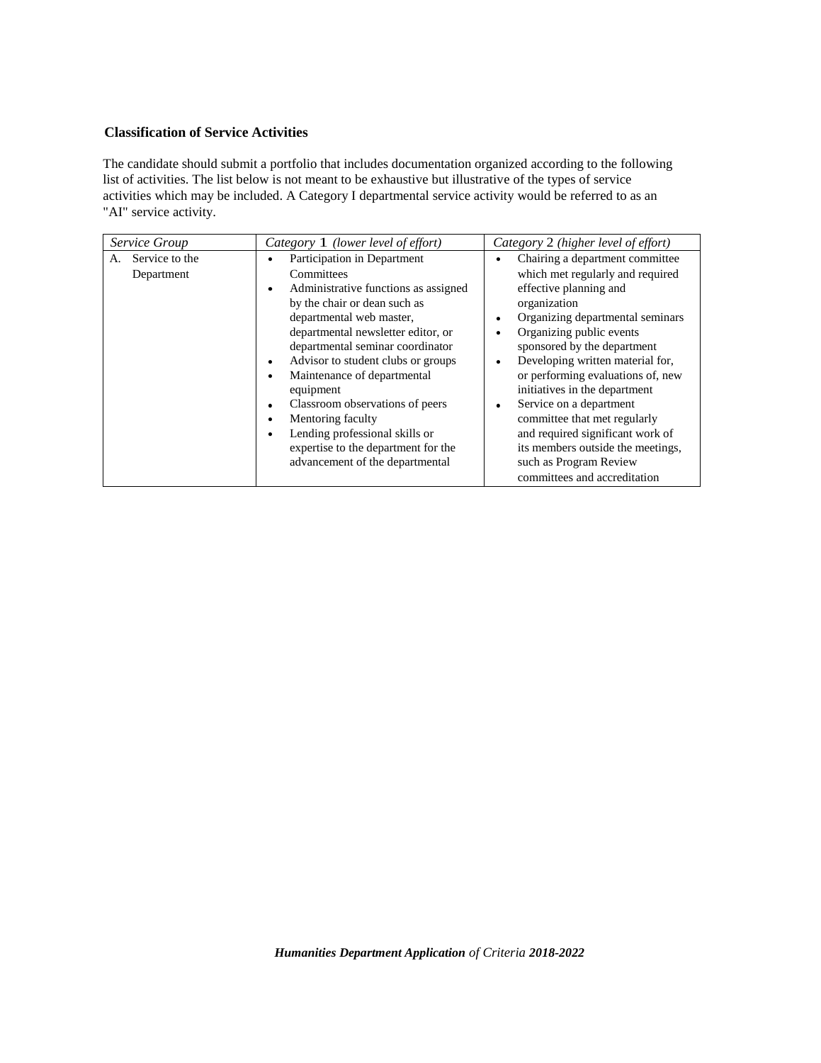**Classification of Service Activities**

The candidate should submit a portfolio that includes documentation organized according to the following list of activities. The list below is not meant to be exhaustive but illustrative of the types of service activities which may be included. A Category I departmental service activity would be referred to as an "AI" service activity.

| *Service Group* | *Category 1 (lower level of effort)* | *Category 2 (higher level of effort)* |
|---|---|---|
| A. Service to the Department | • Participation in Department Committees<br>• Administrative functions as assigned by the chair or dean such as departmental web master, departmental newsletter editor, or departmental seminar coordinator<br>• Advisor to student clubs or groups<br>• Maintenance of departmental equipment<br>• Classroom observations of peers<br>• Mentoring faculty<br>• Lending professional skills or expertise to the department for the advancement of the departmental | • Chairing a department committee which met regularly and required effective planning and organization<br>• Organizing departmental seminars<br>• Organizing public events sponsored by the department<br>• Developing written material for, or performing evaluations of, new initiatives in the department<br>• Service on a department committee that met regularly and required significant work of its members outside the meetings, such as Program Review committees and accreditation |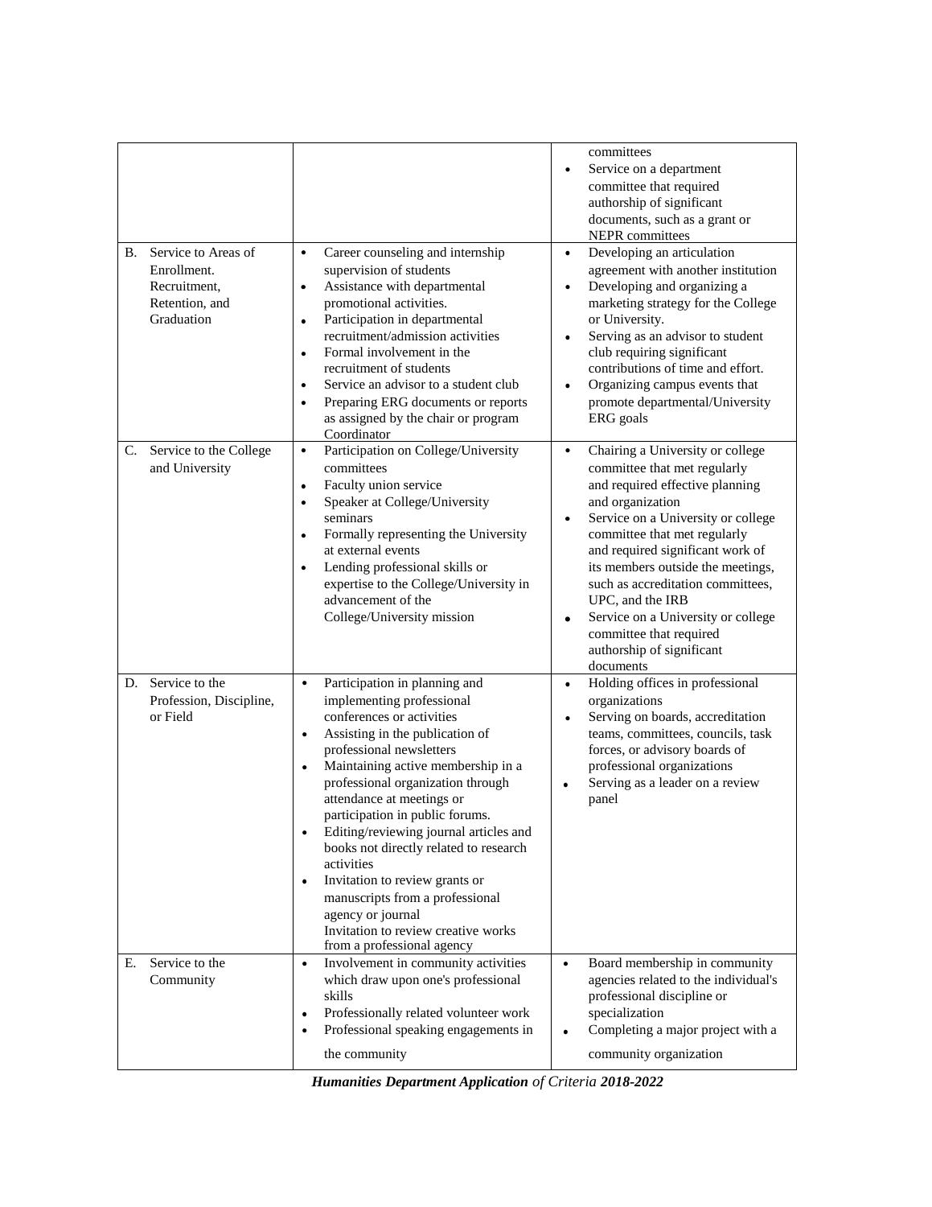| | | |
|---|---|---|
| | | committees<br>• Service on a department committee that required authorship of significant documents, such as a grant or NEPR committees |
| B. Service to Areas of Enrollment. Recruitment, Retention, and Graduation | • Career counseling and internship supervision of students<br>• Assistance with departmental promotional activities.<br>• Participation in departmental recruitment/admission activities<br>• Formal involvement in the recruitment of students<br>• Service an advisor to a student club<br>• Preparing ERG documents or reports as assigned by the chair or program Coordinator | • Developing an articulation agreement with another institution<br>• Developing and organizing a marketing strategy for the College or University.<br>• Serving as an advisor to student club requiring significant contributions of time and effort.<br>• Organizing campus events that promote departmental/University ERG goals |
| C. Service to the College and University | • Participation on College/University committees<br>• Faculty union service<br>• Speaker at College/University seminars<br>• Formally representing the University at external events<br>• Lending professional skills or expertise to the College/University in advancement of the College/University mission | • Chairing a University or college committee that met regularly and required effective planning and organization<br>• Service on a University or college committee that met regularly and required significant work of its members outside the meetings, such as accreditation committees, UPC, and the IRB<br>• Service on a University or college committee that required authorship of significant documents |
| D. Service to the Profession, Discipline, or Field | • Participation in planning and implementing professional conferences or activities<br>• Assisting in the publication of professional newsletters<br>• Maintaining active membership in a professional organization through attendance at meetings or participation in public forums.<br>• Editing/reviewing journal articles and books not directly related to research activities<br>• Invitation to review grants or manuscripts from a professional agency or journal<br>Invitation to review creative works from a professional agency | • Holding offices in professional organizations<br>• Serving on boards, accreditation teams, committees, councils, task forces, or advisory boards of professional organizations<br>• Serving as a leader on a review panel |
| E. Service to the Community | • Involvement in community activities which draw upon one's professional skills<br>• Professionally related volunteer work<br>• Professional speaking engagements in the community | • Board membership in community agencies related to the individual's professional discipline or specialization<br>• Completing a major project with a community organization |

***Humanities Department Application** of Criteria **2018-2022***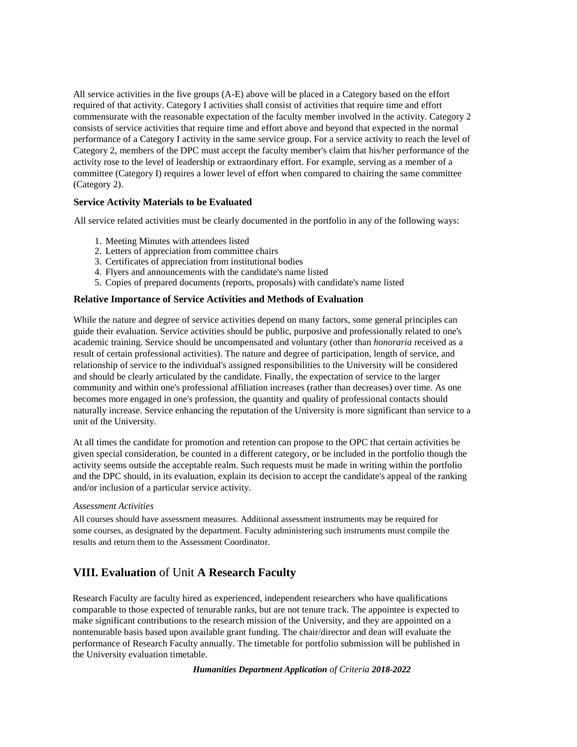All service activities in the five groups (A-E) above will be placed in a Category based on the effort required of that activity. Category I activities shall consist of activities that require time and effort commensurate with the reasonable expectation of the faculty member involved in the activity. Category 2 consists of service activities that require time and effort above and beyond that expected in the normal performance of a Category I activity in the same service group. For a service activity to reach the level of Category 2, members of the DPC must accept the faculty member's claim that his/her performance of the activity rose to the level of leadership or extraordinary effort. For example, serving as a member of a committee (Category I) requires a lower level of effort when compared to chairing the same committee (Category 2).

**Service Activity Materials to be Evaluated**

All service related activities must be clearly documented in the portfolio in any of the following ways:

1. Meeting Minutes with attendees listed
2. Letters of appreciation from committee chairs
3. Certificates of appreciation from institutional bodies
4. Flyers and announcements with the candidate's name listed
5. Copies of prepared documents (reports, proposals) with candidate's name listed

**Relative Importance of Service Activities and Methods of Evaluation**

While the nature and degree of service activities depend on many factors, some general principles can guide their evaluation. Service activities should be public, purposive and professionally related to one's academic training. Service should be uncompensated and voluntary (other than *honoraria* received as a result of certain professional activities). The nature and degree of participation, length of service, and relationship of service to the individual's assigned responsibilities to the University will be considered and should be clearly articulated by the candidate. Finally, the expectation of service to the larger community and within one's professional affiliation increases (rather than decreases) over time. As one becomes more engaged in one's profession, the quantity and quality of professional contacts should naturally increase. Service enhancing the reputation of the University is more significant than service to a unit of the University.

At all times the candidate for promotion and retention can propose to the OPC that certain activities be given special consideration, be counted in a different category, or be included in the portfolio though the activity seems outside the acceptable realm. Such requests must be made in writing within the portfolio and the DPC should, in its evaluation, explain its decision to accept the candidate's appeal of the ranking and/or inclusion of a particular service activity.

*Assessment Activities*

All courses should have assessment measures. Additional assessment instruments may be required for some courses, as designated by the department. Faculty administering such instruments must compile the results and return them to the Assessment Coordinator.

## VIII. Evaluation of Unit A Research Faculty

Research Faculty are faculty hired as experienced, independent researchers who have qualifications comparable to those expected of tenurable ranks, but are not tenure track. The appointee is expected to make significant contributions to the research mission of the University, and they are appointed on a nontenurable basis based upon available grant funding. The chair/director and dean will evaluate the performance of Research Faculty annually. The timetable for portfolio submission will be published in the University evaluation timetable.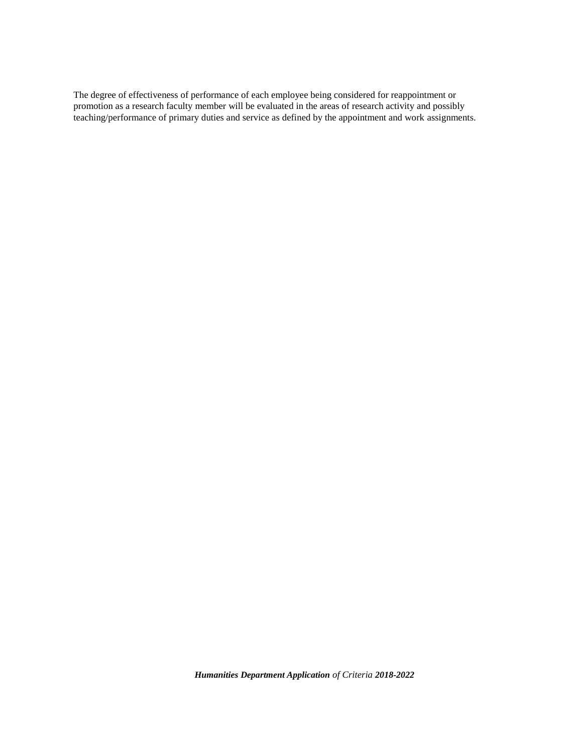The degree of effectiveness of performance of each employee being considered for reappointment or promotion as a research faculty member will be evaluated in the areas of research activity and possibly teaching/performance of primary duties and service as defined by the appointment and work assignments.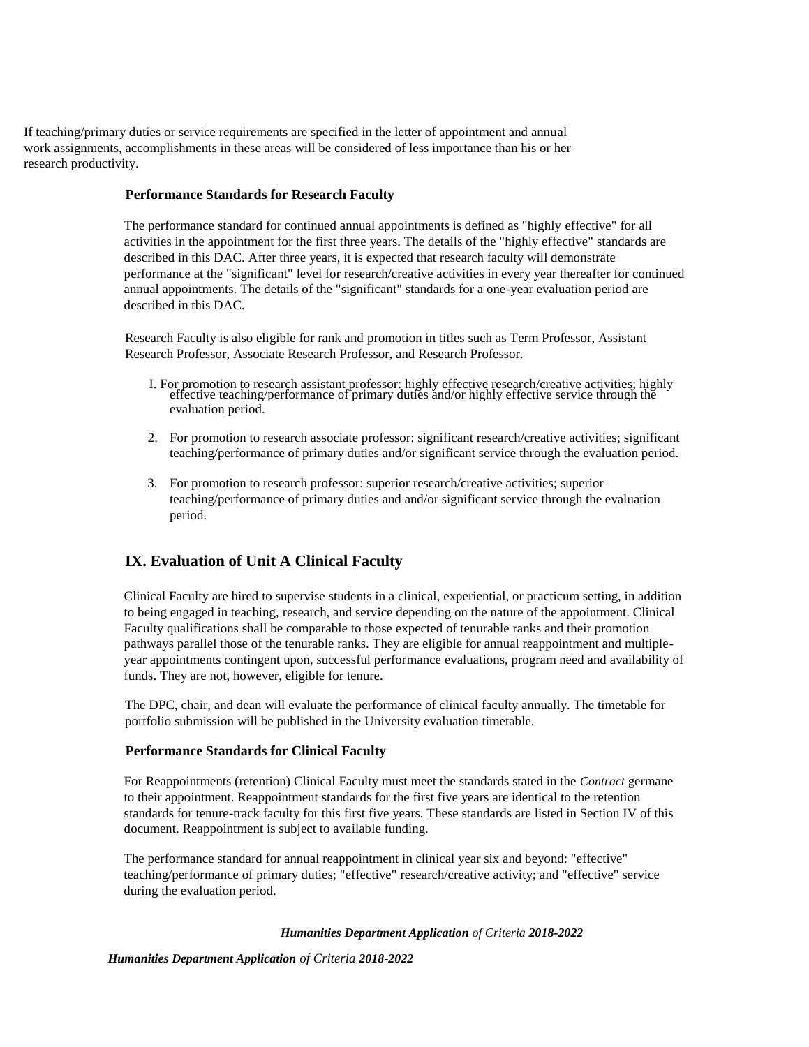If teaching/primary duties or service requirements are specified in the letter of appointment and annual work assignments, accomplishments in these areas will be considered of less importance than his or her research productivity.

**Performance Standards for Research Faculty**

The performance standard for continued annual appointments is defined as "highly effective" for all activities in the appointment for the first three years. The details of the "highly effective" standards are described in this DAC. After three years, it is expected that research faculty will demonstrate performance at the "significant" level for research/creative activities in every year thereafter for continued annual appointments. The details of the "significant" standards for a one-year evaluation period are described in this DAC.

Research Faculty is also eligible for rank and promotion in titles such as Term Professor, Assistant Research Professor, Associate Research Professor, and Research Professor.

1. For promotion to research assistant professor: highly effective research/creative activities; highly effective teaching/performance of primary duties and/or highly effective service through the evaluation period.
2. For promotion to research associate professor: significant research/creative activities; significant teaching/performance of primary duties and/or significant service through the evaluation period.
3. For promotion to research professor: superior research/creative activities; superior teaching/performance of primary duties and and/or significant service through the evaluation period.

## IX. Evaluation of Unit A Clinical Faculty

Clinical Faculty are hired to supervise students in a clinical, experiential, or practicum setting, in addition to being engaged in teaching, research, and service depending on the nature of the appointment. Clinical Faculty qualifications shall be comparable to those expected of tenurable ranks and their promotion pathways parallel those of the tenurable ranks. They are eligible for annual reappointment and multiple-year appointments contingent upon, successful performance evaluations, program need and availability of funds. They are not, however, eligible for tenure.

The DPC, chair, and dean will evaluate the performance of clinical faculty annually. The timetable for portfolio submission will be published in the University evaluation timetable.

**Performance Standards for Clinical Faculty**

For Reappointments (retention) Clinical Faculty must meet the standards stated in the *Contract* germane to their appointment. Reappointment standards for the first five years are identical to the retention standards for tenure-track faculty for this first five years. These standards are listed in Section IV of this document. Reappointment is subject to available funding.

The performance standard for annual reappointment in clinical year six and beyond: "effective" teaching/performance of primary duties; "effective" research/creative activity; and "effective" service during the evaluation period.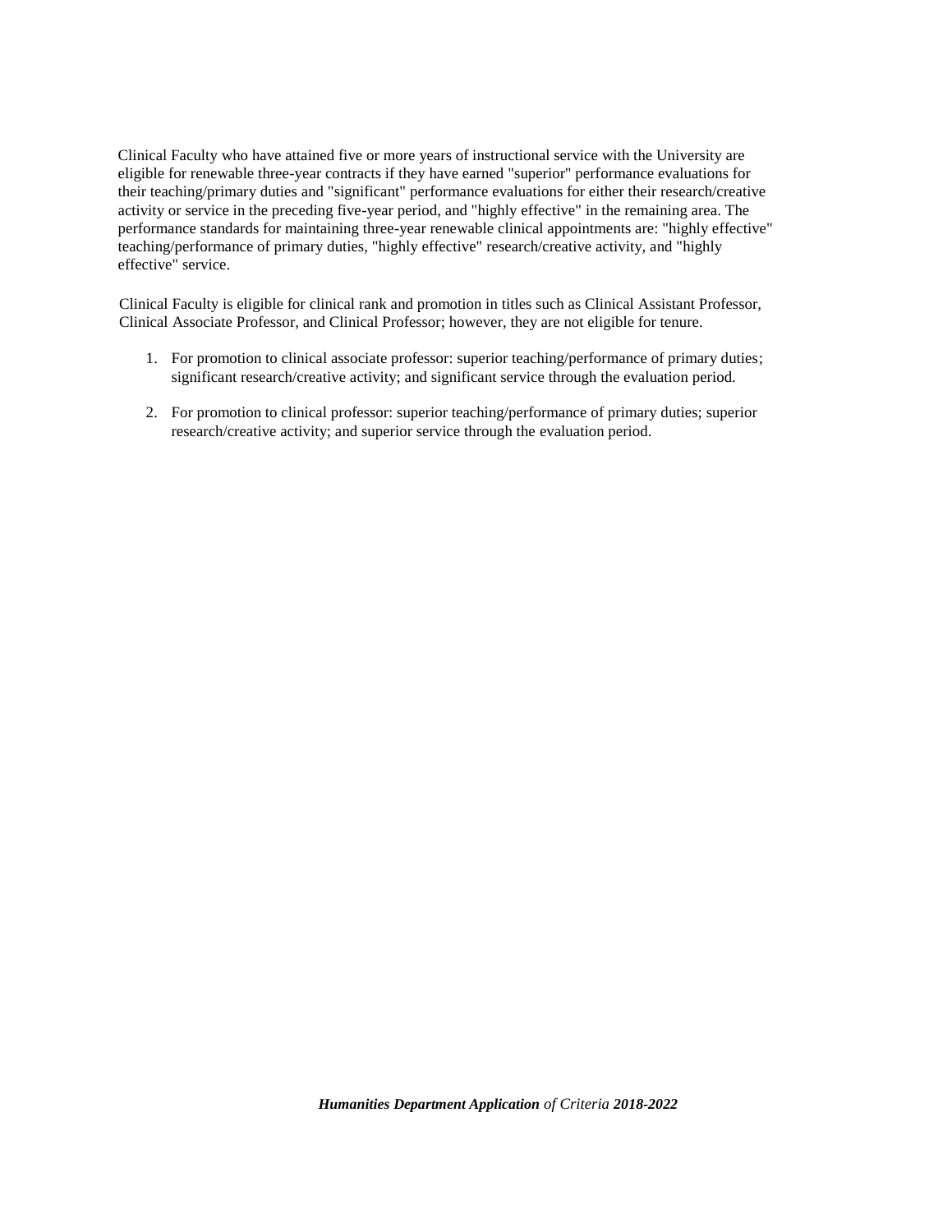Clinical Faculty who have attained five or more years of instructional service with the University are eligible for renewable three-year contracts if they have earned "superior" performance evaluations for their teaching/primary duties and "significant" performance evaluations for either their research/creative activity or service in the preceding five-year period, and "highly effective" in the remaining area. The performance standards for maintaining three-year renewable clinical appointments are: "highly effective" teaching/performance of primary duties, "highly effective" research/creative activity, and "highly effective" service.

Clinical Faculty is eligible for clinical rank and promotion in titles such as Clinical Assistant Professor, Clinical Associate Professor, and Clinical Professor; however, they are not eligible for tenure.

1. For promotion to clinical associate professor: superior teaching/performance of primary duties; significant research/creative activity; and significant service through the evaluation period.
2. For promotion to clinical professor: superior teaching/performance of primary duties; superior research/creative activity; and superior service through the evaluation period.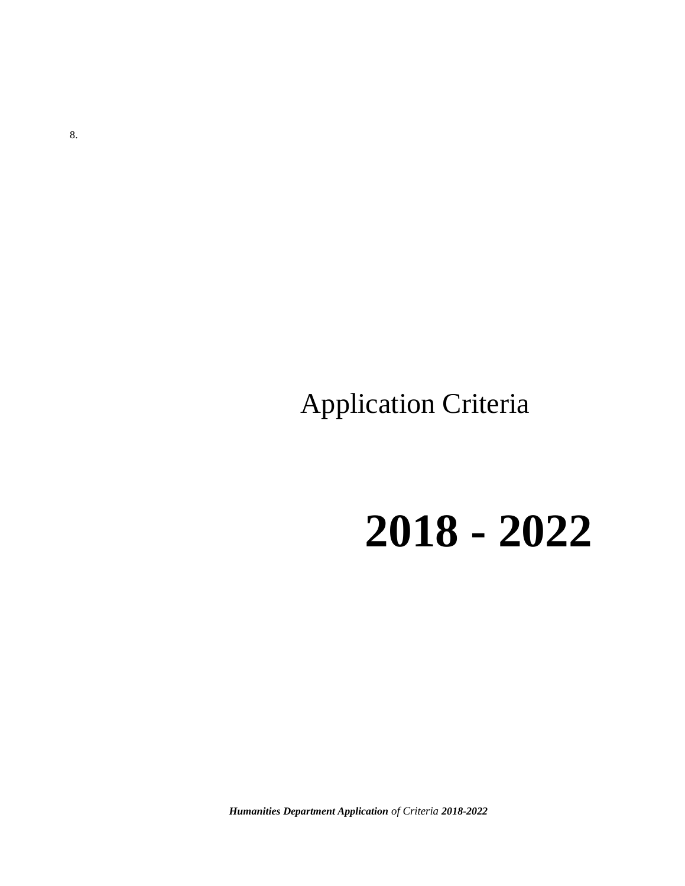8.

# Application Criteria

# 2018 - 2022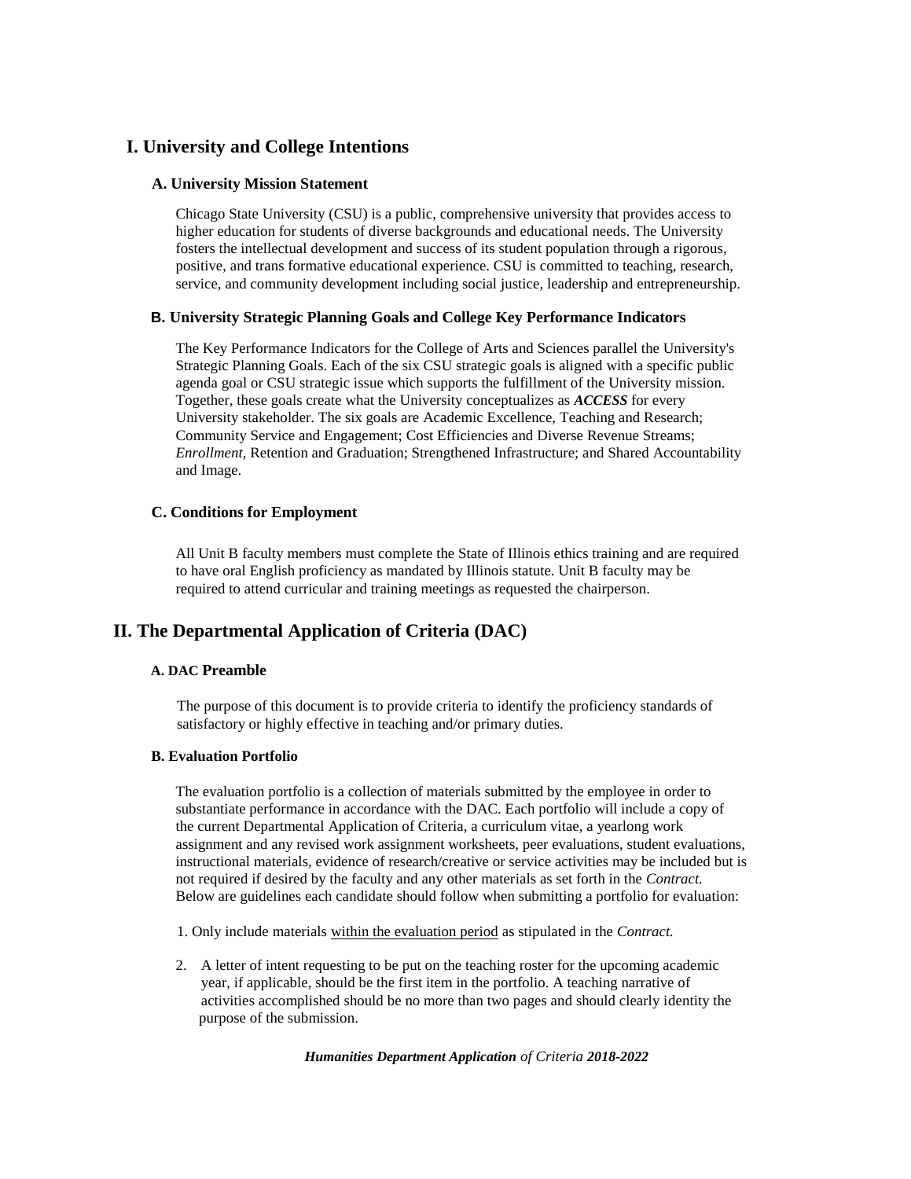# I. University and College Intentions

### A. University Mission Statement

Chicago State University (CSU) is a public, comprehensive university that provides access to higher education for students of diverse backgrounds and educational needs. The University fosters the intellectual development and success of its student population through a rigorous, positive, and trans formative educational experience. CSU is committed to teaching, research, service, and community development including social justice, leadership and entrepreneurship.

### B. University Strategic Planning Goals and College Key Performance Indicators

The Key Performance Indicators for the College of Arts and Sciences parallel the University's Strategic Planning Goals. Each of the six CSU strategic goals is aligned with a specific public agenda goal or CSU strategic issue which supports the fulfillment of the University mission. Together, these goals create what the University conceptualizes as ***ACCESS*** for every University stakeholder. The six goals are Academic Excellence, Teaching and Research; Community Service and Engagement; Cost Efficiencies and Diverse Revenue Streams; *Enrollment*, Retention and Graduation; Strengthened Infrastructure; and Shared Accountability and Image.

### C. Conditions for Employment

All Unit B faculty members must complete the State of Illinois ethics training and are required to have oral English proficiency as mandated by Illinois statute. Unit B faculty may be required to attend curricular and training meetings as requested the chairperson.

# II. The Departmental Application of Criteria (DAC)

### A. DAC Preamble

The purpose of this document is to provide criteria to identify the proficiency standards of satisfactory or highly effective in teaching and/or primary duties.

### B. Evaluation Portfolio

The evaluation portfolio is a collection of materials submitted by the employee in order to substantiate performance in accordance with the DAC. Each portfolio will include a copy of the current Departmental Application of Criteria, a curriculum vitae, a yearlong work assignment and any revised work assignment worksheets, peer evaluations, student evaluations, instructional materials, evidence of research/creative or service activities may be included but is not required if desired by the faculty and any other materials as set forth in the *Contract.* Below are guidelines each candidate should follow when submitting a portfolio for evaluation:

1. Only include materials <u>within the evaluation period</u> as stipulated in the *Contract.*

2. A letter of intent requesting to be put on the teaching roster for the upcoming academic year, if applicable, should be the first item in the portfolio. A teaching narrative of activities accomplished should be no more than two pages and should clearly identity the purpose of the submission.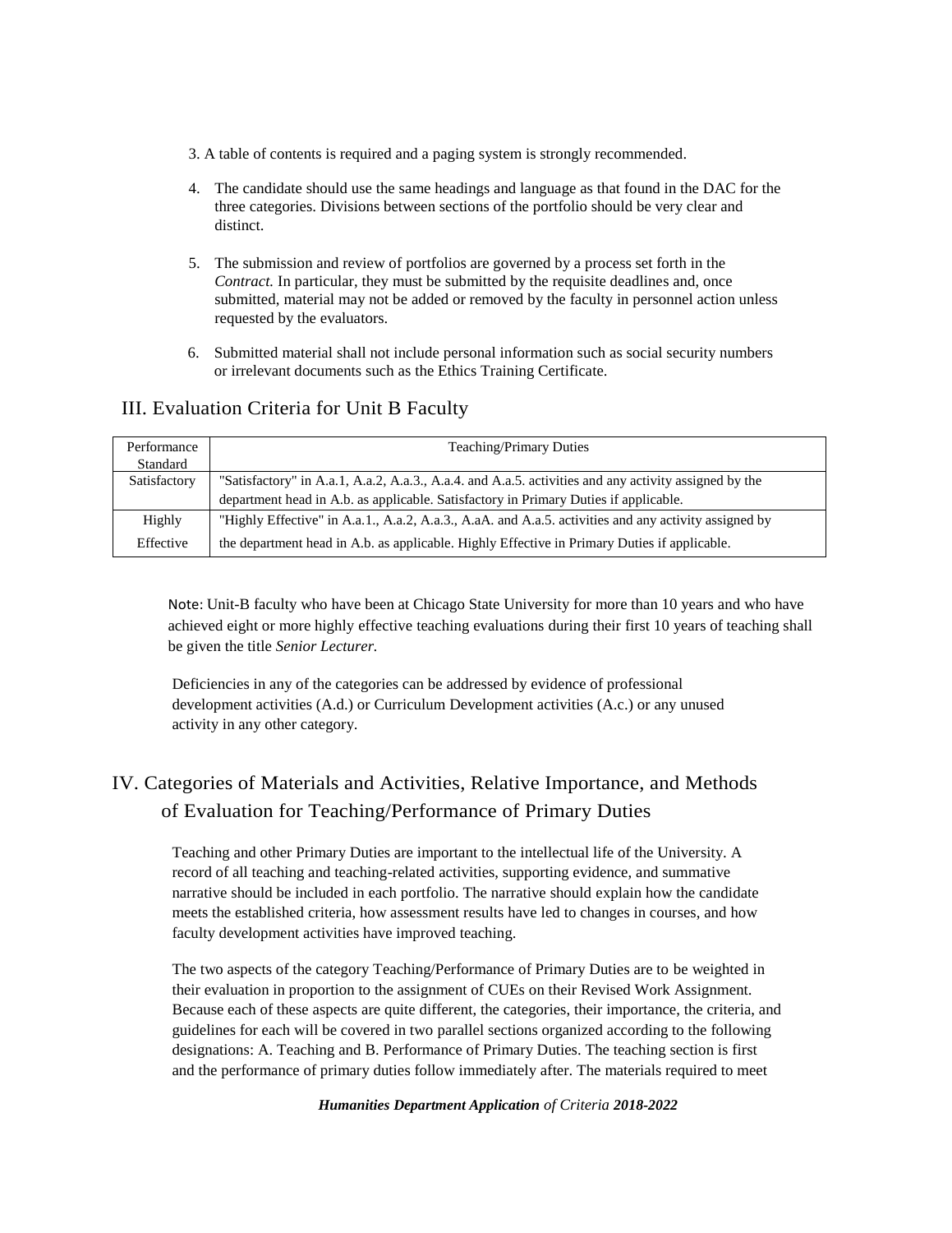3. A table of contents is required and a paging system is strongly recommended.

4. The candidate should use the same headings and language as that found in the DAC for the three categories. Divisions between sections of the portfolio should be very clear and distinct.

5. The submission and review of portfolios are governed by a process set forth in the *Contract.* In particular, they must be submitted by the requisite deadlines and, once submitted, material may not be added or removed by the faculty in personnel action unless requested by the evaluators.

6. Submitted material shall not include personal information such as social security numbers or irrelevant documents such as the Ethics Training Certificate.

## III. Evaluation Criteria for Unit B Faculty

| Performance Standard | Teaching/Primary Duties |
|---|---|
| Satisfactory | "Satisfactory" in A.a.1, A.a.2, A.a.3., A.a.4. and A.a.5. activities and any activity assigned by the department head in A.b. as applicable. Satisfactory in Primary Duties if applicable. |
| Highly Effective | "Highly Effective" in A.a.1., A.a.2, A.a.3., A.aA. and A.a.5. activities and any activity assigned by the department head in A.b. as applicable. Highly Effective in Primary Duties if applicable. |

Note: Unit-B faculty who have been at Chicago State University for more than 10 years and who have achieved eight or more highly effective teaching evaluations during their first 10 years of teaching shall be given the title *Senior Lecturer.*

Deficiencies in any of the categories can be addressed by evidence of professional development activities (A.d.) or Curriculum Development activities (A.c.) or any unused activity in any other category.

## IV. Categories of Materials and Activities, Relative Importance, and Methods of Evaluation for Teaching/Performance of Primary Duties

Teaching and other Primary Duties are important to the intellectual life of the University. A record of all teaching and teaching-related activities, supporting evidence, and summative narrative should be included in each portfolio. The narrative should explain how the candidate meets the established criteria, how assessment results have led to changes in courses, and how faculty development activities have improved teaching.

The two aspects of the category Teaching/Performance of Primary Duties are to be weighted in their evaluation in proportion to the assignment of CUEs on their Revised Work Assignment. Because each of these aspects are quite different, the categories, their importance, the criteria, and guidelines for each will be covered in two parallel sections organized according to the following designations: A. Teaching and B. Performance of Primary Duties. The teaching section is first and the performance of primary duties follow immediately after. The materials required to meet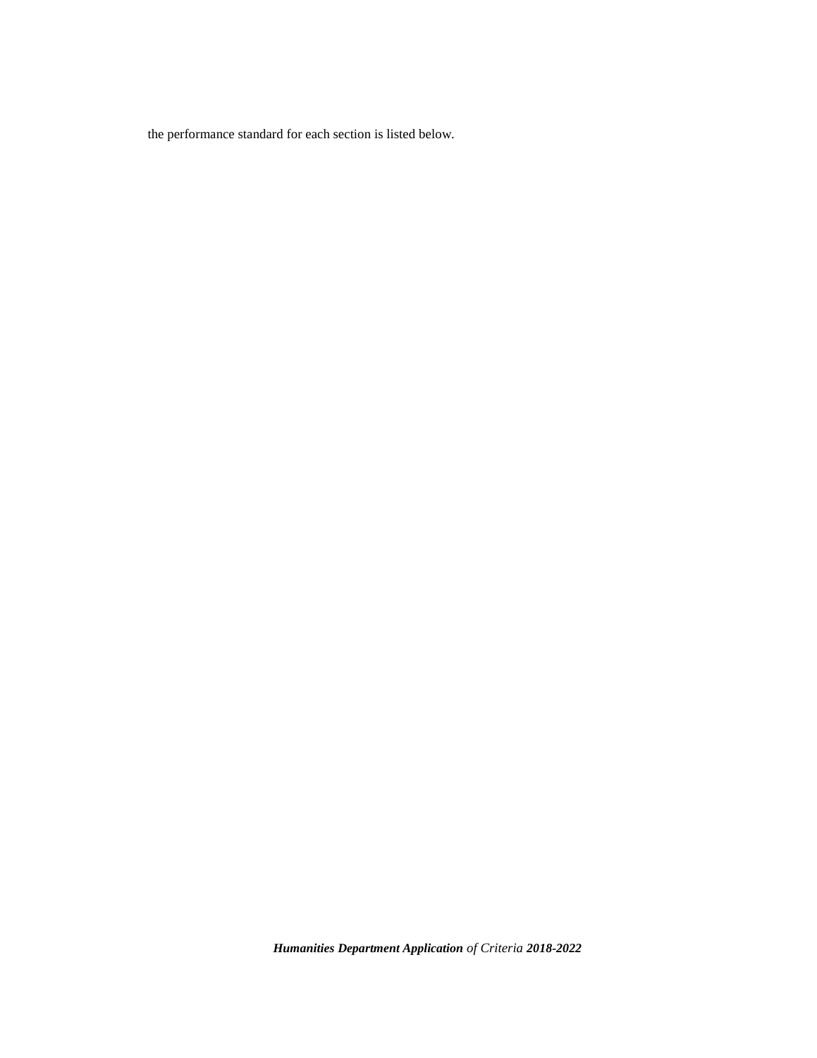the performance standard for each section is listed below.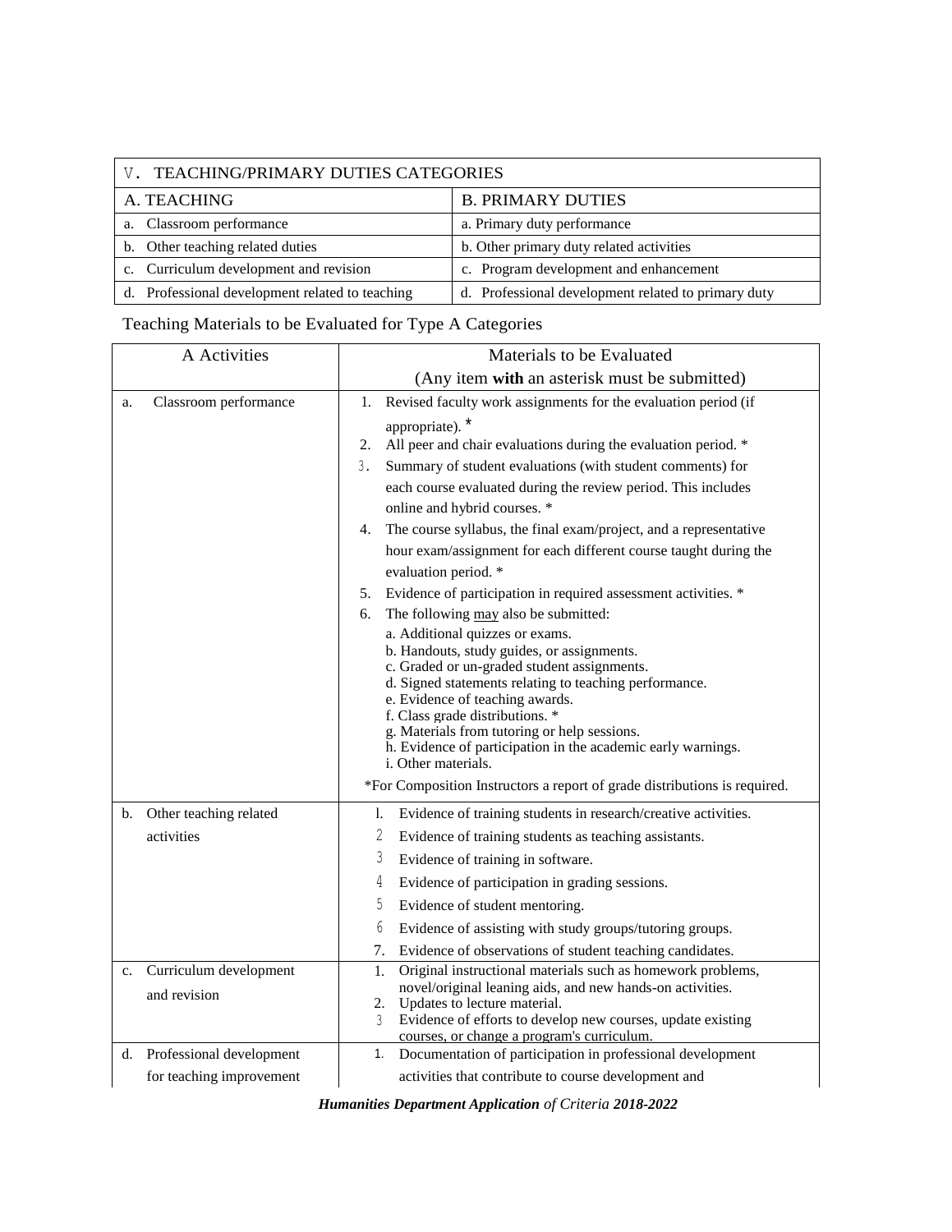| V. TEACHING/PRIMARY DUTIES CATEGORIES | |
|---|---|
| A. TEACHING | B. PRIMARY DUTIES |
| a. Classroom performance | a. Primary duty performance |
| b. Other teaching related duties | b. Other primary duty related activities |
| c. Curriculum development and revision | c. Program development and enhancement |
| d. Professional development related to teaching | d. Professional development related to primary duty |

Teaching Materials to be Evaluated for Type A Categories

| A Activities | Materials to be Evaluated (Any item **with** an asterisk must be submitted) |
|---|---|
| a. Classroom performance | 1. Revised faculty work assignments for the evaluation period (if appropriate). * <br> 2. All peer and chair evaluations during the evaluation period. * <br> 3. Summary of student evaluations (with student comments) for each course evaluated during the review period. This includes online and hybrid courses. * <br> 4. The course syllabus, the final exam/project, and a representative hour exam/assignment for each different course taught during the evaluation period. * <br> 5. Evidence of participation in required assessment activities. * <br> 6. The following <u>may</u> also be submitted: <br> a. Additional quizzes or exams. <br> b. Handouts, study guides, or assignments. <br> c. Graded or un-graded student assignments. <br> d. Signed statements relating to teaching performance. <br> e. Evidence of teaching awards. <br> f. Class grade distributions. * <br> g. Materials from tutoring or help sessions. <br> h. Evidence of participation in the academic early warnings. <br> i. Other materials. <br> *For Composition Instructors a report of grade distributions is required. |
| b. Other teaching related activities | 1. Evidence of training students in research/creative activities. <br> 2. Evidence of training students as teaching assistants. <br> 3. Evidence of training in software. <br> 4. Evidence of participation in grading sessions. <br> 5. Evidence of student mentoring. <br> 6. Evidence of assisting with study groups/tutoring groups. <br> 7. Evidence of observations of student teaching candidates. |
| c. Curriculum development and revision | 1. Original instructional materials such as homework problems, novel/original leaning aids, and new hands-on activities. <br> 2. Updates to lecture material. <br> 3. Evidence of efforts to develop new courses, update existing courses, or change a program's curriculum. |
| d. Professional development for teaching improvement | 1. Documentation of participation in professional development activities that contribute to course development and |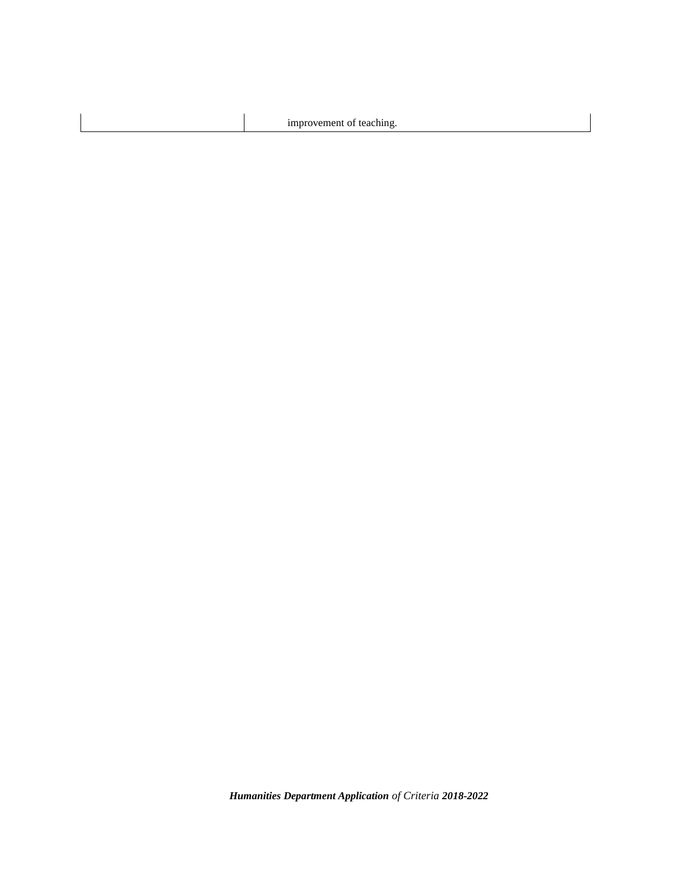| | |
|---|---|
| | improvement of teaching. |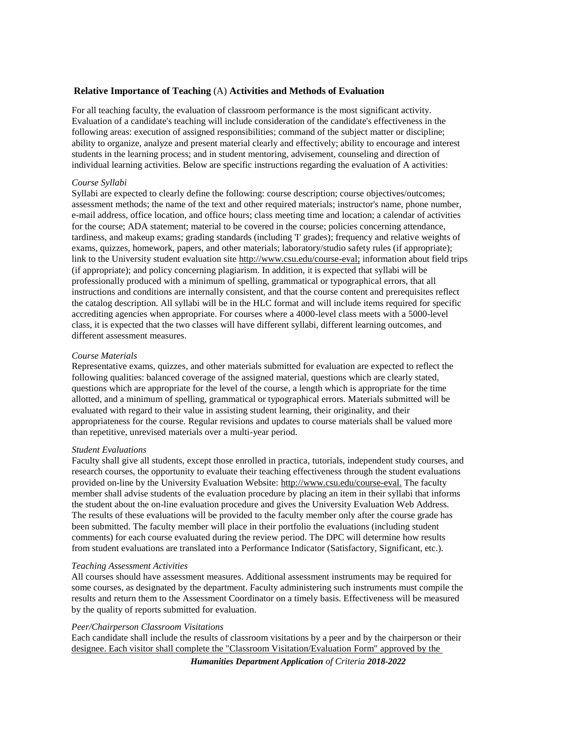**Relative Importance of Teaching** (A) **Activities and Methods of Evaluation**

For all teaching faculty, the evaluation of classroom performance is the most significant activity. Evaluation of a candidate's teaching will include consideration of the candidate's effectiveness in the following areas: execution of assigned responsibilities; command of the subject matter or discipline; ability to organize, analyze and present material clearly and effectively; ability to encourage and interest students in the learning process; and in student mentoring, advisement, counseling and direction of individual learning activities. Below are specific instructions regarding the evaluation of A activities:

*Course Syllabi*
Syllabi are expected to clearly define the following: course description; course objectives/outcomes; assessment methods; the name of the text and other required materials; instructor's name, phone number, e-mail address, office location, and office hours; class meeting time and location; a calendar of activities for the course; ADA statement; material to be covered in the course; policies concerning attendance, tardiness, and makeup exams; grading standards (including 'I' grades); frequency and relative weights of exams, quizzes, homework, papers, and other materials; laboratory/studio safety rules (if appropriate); link to the University student evaluation site http://www.csu.edu/course-eval; information about field trips (if appropriate); and policy concerning plagiarism. In addition, it is expected that syllabi will be professionally produced with a minimum of spelling, grammatical or typographical errors, that all instructions and conditions are internally consistent, and that the course content and prerequisites reflect the catalog description. All syllabi will be in the HLC format and will include items required for specific accrediting agencies when appropriate. For courses where a 4000-level class meets with a 5000-level class, it is expected that the two classes will have different syllabi, different learning outcomes, and different assessment measures.

*Course Materials*
Representative exams, quizzes, and other materials submitted for evaluation are expected to reflect the following qualities: balanced coverage of the assigned material, questions which are clearly stated, questions which are appropriate for the level of the course, a length which is appropriate for the time allotted, and a minimum of spelling, grammatical or typographical errors. Materials submitted will be evaluated with regard to their value in assisting student learning, their originality, and their appropriateness for the course. Regular revisions and updates to course materials shall be valued more than repetitive, unrevised materials over a multi-year period.

*Student Evaluations*
Faculty shall give all students, except those enrolled in practica, tutorials, independent study courses, and research courses, the opportunity to evaluate their teaching effectiveness through the student evaluations provided on-line by the University Evaluation Website: http://www.csu.edu/course-eval. The faculty member shall advise students of the evaluation procedure by placing an item in their syllabi that informs the student about the on-line evaluation procedure and gives the University Evaluation Web Address. The results of these evaluations will be provided to the faculty member only after the course grade has been submitted. The faculty member will place in their portfolio the evaluations (including student comments) for each course evaluated during the review period. The DPC will determine how results from student evaluations are translated into a Performance Indicator (Satisfactory, Significant, etc.).

*Teaching Assessment Activities*
All courses should have assessment measures. Additional assessment instruments may be required for some courses, as designated by the department. Faculty administering such instruments must compile the results and return them to the Assessment Coordinator on a timely basis. Effectiveness will be measured by the quality of reports submitted for evaluation.

*Peer/Chairperson Classroom Visitations*
Each candidate shall include the results of classroom visitations by a peer and by the chairperson or their designee. Each visitor shall complete the "Classroom Visitation/Evaluation Form" approved by the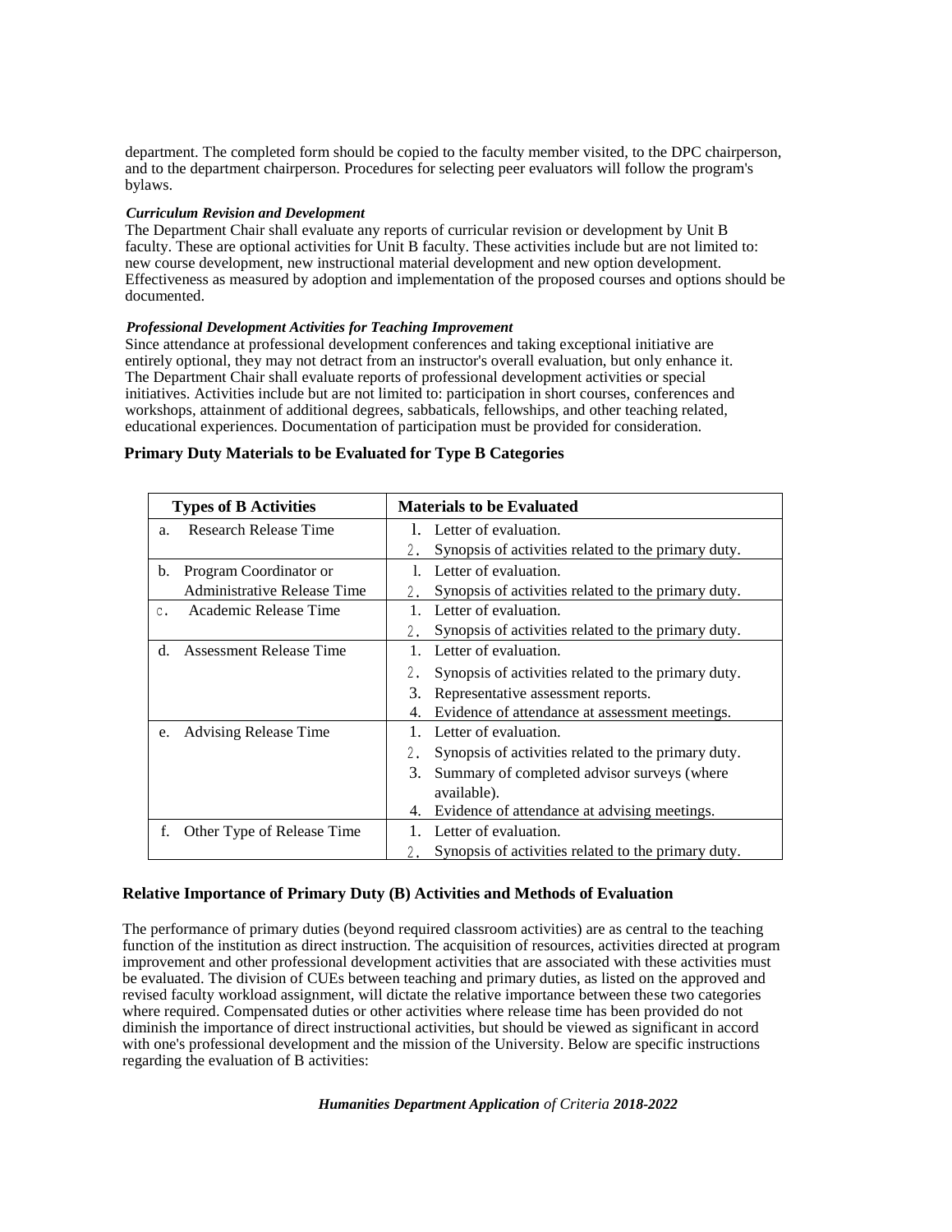department. The completed form should be copied to the faculty member visited, to the DPC chairperson, and to the department chairperson. Procedures for selecting peer evaluators will follow the program's bylaws.

***Curriculum Revision and Development***

The Department Chair shall evaluate any reports of curricular revision or development by Unit B faculty. These are optional activities for Unit B faculty. These activities include but are not limited to: new course development, new instructional material development and new option development. Effectiveness as measured by adoption and implementation of the proposed courses and options should be documented.

***Professional Development Activities for Teaching Improvement***

Since attendance at professional development conferences and taking exceptional initiative are entirely optional, they may not detract from an instructor's overall evaluation, but only enhance it. The Department Chair shall evaluate reports of professional development activities or special initiatives. Activities include but are not limited to: participation in short courses, conferences and workshops, attainment of additional degrees, sabbaticals, fellowships, and other teaching related, educational experiences. Documentation of participation must be provided for consideration.

### Primary Duty Materials to be Evaluated for Type B Categories

| Types of B Activities | Materials to be Evaluated |
|---|---|
| a. Research Release Time | 1. Letter of evaluation.<br>2. Synopsis of activities related to the primary duty. |
| b. Program Coordinator or Administrative Release Time | 1. Letter of evaluation.<br>2. Synopsis of activities related to the primary duty. |
| c. Academic Release Time | 1. Letter of evaluation.<br>2. Synopsis of activities related to the primary duty. |
| d. Assessment Release Time | 1. Letter of evaluation.<br>2. Synopsis of activities related to the primary duty.<br>3. Representative assessment reports.<br>4. Evidence of attendance at assessment meetings. |
| e. Advising Release Time | 1. Letter of evaluation.<br>2. Synopsis of activities related to the primary duty.<br>3. Summary of completed advisor surveys (where available).<br>4. Evidence of attendance at advising meetings. |
| f. Other Type of Release Time | 1. Letter of evaluation.<br>2. Synopsis of activities related to the primary duty. |

### Relative Importance of Primary Duty (B) Activities and Methods of Evaluation

The performance of primary duties (beyond required classroom activities) are as central to the teaching function of the institution as direct instruction. The acquisition of resources, activities directed at program improvement and other professional development activities that are associated with these activities must be evaluated. The division of CUEs between teaching and primary duties, as listed on the approved and revised faculty workload assignment, will dictate the relative importance between these two categories where required. Compensated duties or other activities where release time has been provided do not diminish the importance of direct instructional activities, but should be viewed as significant in accord with one's professional development and the mission of the University. Below are specific instructions regarding the evaluation of B activities: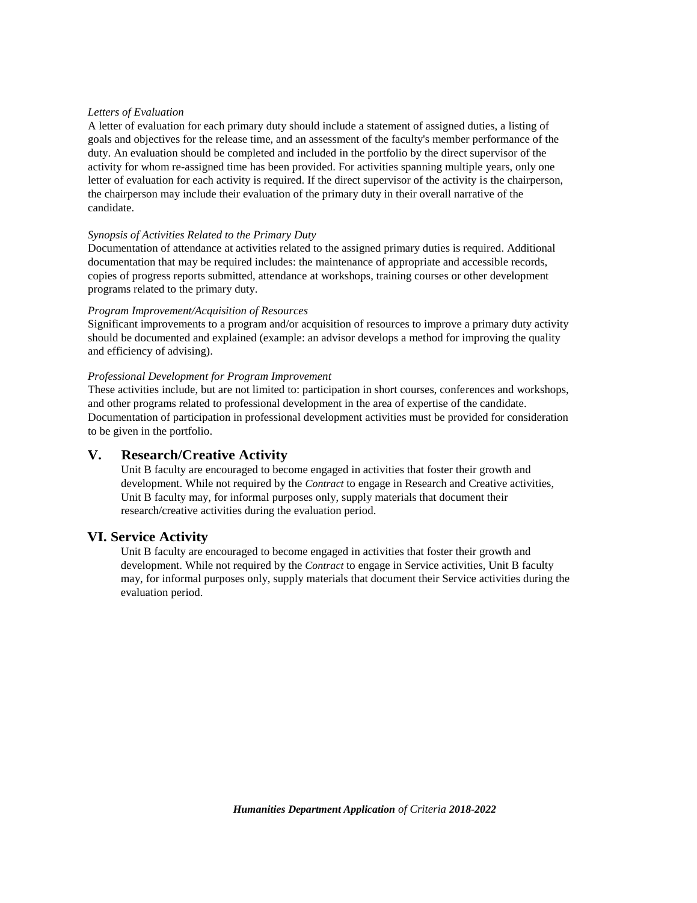*Letters of Evaluation*

A letter of evaluation for each primary duty should include a statement of assigned duties, a listing of goals and objectives for the release time, and an assessment of the faculty's member performance of the duty. An evaluation should be completed and included in the portfolio by the direct supervisor of the activity for whom re-assigned time has been provided. For activities spanning multiple years, only one letter of evaluation for each activity is required. If the direct supervisor of the activity is the chairperson, the chairperson may include their evaluation of the primary duty in their overall narrative of the candidate.

*Synopsis of Activities Related to the Primary Duty*

Documentation of attendance at activities related to the assigned primary duties is required. Additional documentation that may be required includes: the maintenance of appropriate and accessible records, copies of progress reports submitted, attendance at workshops, training courses or other development programs related to the primary duty.

*Program Improvement/Acquisition of Resources*

Significant improvements to a program and/or acquisition of resources to improve a primary duty activity should be documented and explained (example: an advisor develops a method for improving the quality and efficiency of advising).

*Professional Development for Program Improvement*

These activities include, but are not limited to: participation in short courses, conferences and workshops, and other programs related to professional development in the area of expertise of the candidate. Documentation of participation in professional development activities must be provided for consideration to be given in the portfolio.

## V. Research/Creative Activity

Unit B faculty are encouraged to become engaged in activities that foster their growth and development. While not required by the *Contract* to engage in Research and Creative activities, Unit B faculty may, for informal purposes only, supply materials that document their research/creative activities during the evaluation period.

## VI. Service Activity

Unit B faculty are encouraged to become engaged in activities that foster their growth and development. While not required by the *Contract* to engage in Service activities, Unit B faculty may, for informal purposes only, supply materials that document their Service activities during the evaluation period.